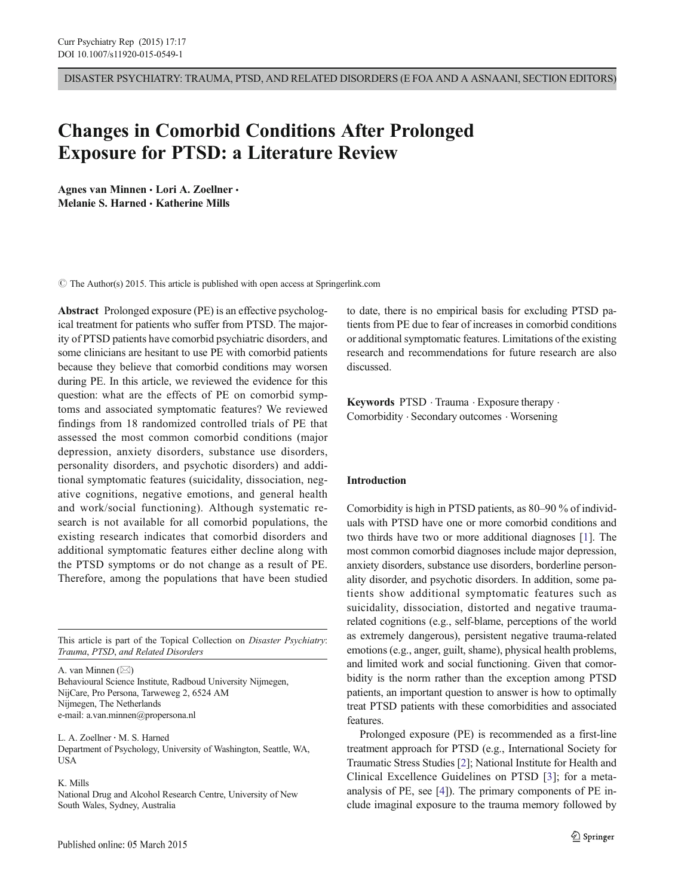DISASTER PSYCHIATRY: TRAUMA, PTSD, AND RELATED DISORDERS (E FOA AND A ASNAANI, SECTION EDITORS)

# Changes in Comorbid Conditions After Prolonged Exposure for PTSD: a Literature Review

**Agnes van Minnen · Lori A. Zoellner · Melanie S. Harned · Katherine Mills**

© The Author(s) 2015. This article is published with open access at Springerlink.com

**Abstract** Prolonged exposure (PE) is an effective psychological treatment for patients who suffer from PTSD. The majority of PTSD patients have comorbid psychiatric disorders, and some clinicians are hesitant to use PE with comorbid patients because they believe that comorbid conditions may worsen during PE. In this article, we reviewed the evidence for this question: what are the effects of PE on comorbid symptoms and associated symptomatic features? We reviewed findings from 18 randomized controlled trials of PE that assessed the most common comorbid conditions (major depression, anxiety disorders, substance use disorders, personality disorders, and psychotic disorders) and additional symptomatic features (suicidality, dissociation, negative cognitions, negative emotions, and general health and work/social functioning). Although systematic research is not available for all comorbid populations, the existing research indicates that comorbid disorders and additional symptomatic features either decline along with the PTSD symptoms or do not change as a result of PE. Therefore, among the populations that have been studied to date, there is no empirical basis for excluding PTSD patients from PE due to fear of increases in comorbid conditions or additional symptomatic features. Limitations of the existing research and recommendations for future research are also discussed.

**Keywords** PTSD · Trauma · Exposure therapy · Comorbidity · Secondary outcomes · Worsening

This article is part of the Topical Collection on *Disaster Psychiatry: Trauma, PTSD, and Related Disorders*

A. van Minnen (✉)
Behavioural Science Institute, Radboud University Nijmegen, NijCare, Pro Persona, Tarweweg 2, 6524 AM Nijmegen, The Netherlands
e-mail: a.van.minnen@propersona.nl

L. A. Zoellner · M. S. Harned
Department of Psychology, University of Washington, Seattle, WA, USA

K. Mills
National Drug and Alcohol Research Centre, University of New South Wales, Sydney, Australia

Published online: 05 March 2015

## Introduction

Comorbidity is high in PTSD patients, as 80–90 % of individuals with PTSD have one or more comorbid conditions and two thirds have two or more additional diagnoses [1]. The most common comorbid diagnoses include major depression, anxiety disorders, substance use disorders, borderline personality disorder, and psychotic disorders. In addition, some patients show additional symptomatic features such as suicidality, dissociation, distorted and negative trauma-related cognitions (e.g., self-blame, perceptions of the world as extremely dangerous), persistent negative trauma-related emotions (e.g., anger, guilt, shame), physical health problems, and limited work and social functioning. Given that comorbidity is the norm rather than the exception among PTSD patients, an important question to answer is how to optimally treat PTSD patients with these comorbidities and associated features.

Prolonged exposure (PE) is recommended as a first-line treatment approach for PTSD (e.g., International Society for Traumatic Stress Studies [2]; National Institute for Health and Clinical Excellence Guidelines on PTSD [3]; for a meta-analysis of PE, see [4]). The primary components of PE include imaginal exposure to the trauma memory followed by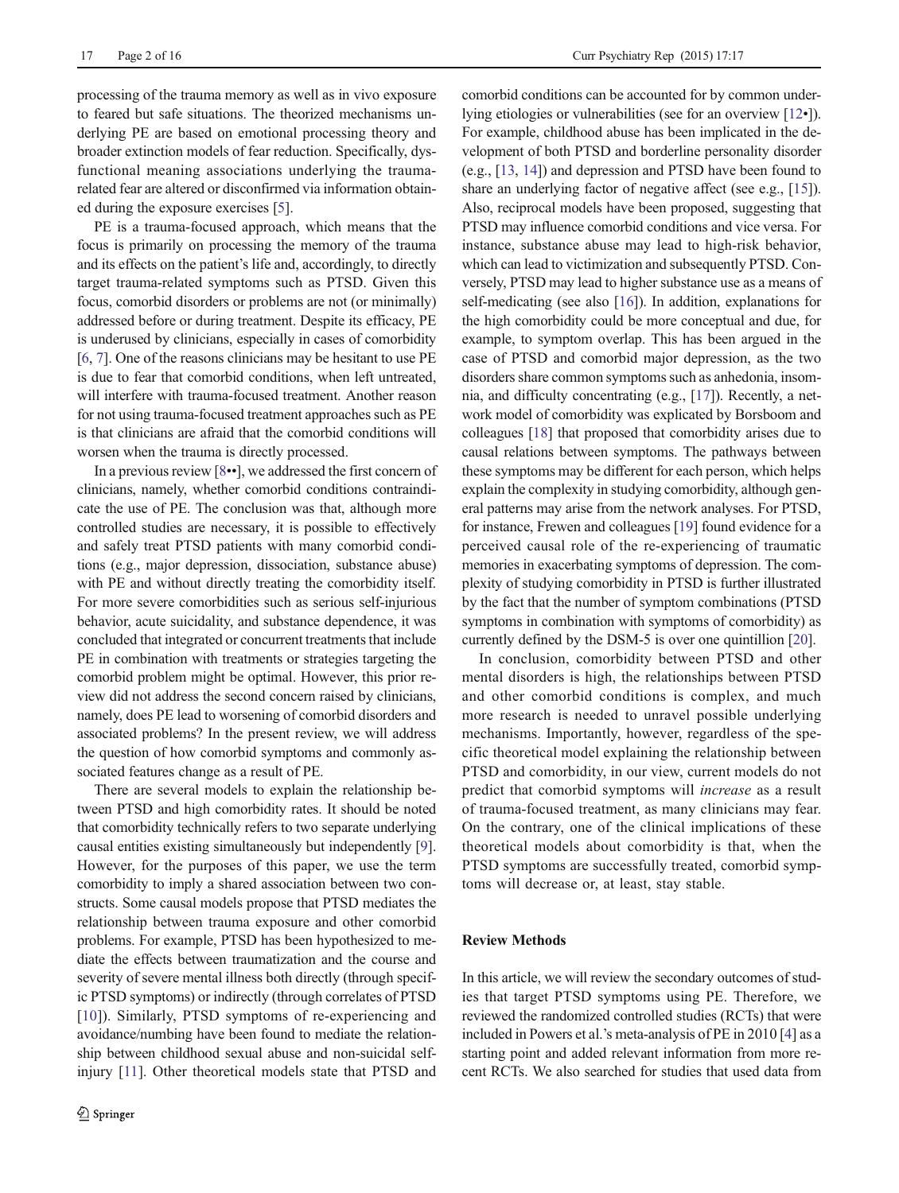processing of the trauma memory as well as in vivo exposure to feared but safe situations. The theorized mechanisms underlying PE are based on emotional processing theory and broader extinction models of fear reduction. Specifically, dysfunctional meaning associations underlying the trauma-related fear are altered or disconfirmed via information obtained during the exposure exercises [5].

PE is a trauma-focused approach, which means that the focus is primarily on processing the memory of the trauma and its effects on the patient's life and, accordingly, to directly target trauma-related symptoms such as PTSD. Given this focus, comorbid disorders or problems are not (or minimally) addressed before or during treatment. Despite its efficacy, PE is underused by clinicians, especially in cases of comorbidity [6, 7]. One of the reasons clinicians may be hesitant to use PE is due to fear that comorbid conditions, when left untreated, will interfere with trauma-focused treatment. Another reason for not using trauma-focused treatment approaches such as PE is that clinicians are afraid that the comorbid conditions will worsen when the trauma is directly processed.

In a previous review [8••], we addressed the first concern of clinicians, namely, whether comorbid conditions contraindicate the use of PE. The conclusion was that, although more controlled studies are necessary, it is possible to effectively and safely treat PTSD patients with many comorbid conditions (e.g., major depression, dissociation, substance abuse) with PE and without directly treating the comorbidity itself. For more severe comorbidities such as serious self-injurious behavior, acute suicidality, and substance dependence, it was concluded that integrated or concurrent treatments that include PE in combination with treatments or strategies targeting the comorbid problem might be optimal. However, this prior review did not address the second concern raised by clinicians, namely, does PE lead to worsening of comorbid disorders and associated problems? In the present review, we will address the question of how comorbid symptoms and commonly associated features change as a result of PE.

There are several models to explain the relationship between PTSD and high comorbidity rates. It should be noted that comorbidity technically refers to two separate underlying causal entities existing simultaneously but independently [9]. However, for the purposes of this paper, we use the term comorbidity to imply a shared association between two constructs. Some causal models propose that PTSD mediates the relationship between trauma exposure and other comorbid problems. For example, PTSD has been hypothesized to mediate the effects between traumatization and the course and severity of severe mental illness both directly (through specific PTSD symptoms) or indirectly (through correlates of PTSD [10]). Similarly, PTSD symptoms of re-experiencing and avoidance/numbing have been found to mediate the relationship between childhood sexual abuse and non-suicidal self-injury [11]. Other theoretical models state that PTSD and comorbid conditions can be accounted for by common underlying etiologies or vulnerabilities (see for an overview [12•]). For example, childhood abuse has been implicated in the development of both PTSD and borderline personality disorder (e.g., [13, 14]) and depression and PTSD have been found to share an underlying factor of negative affect (see e.g., [15]). Also, reciprocal models have been proposed, suggesting that PTSD may influence comorbid conditions and vice versa. For instance, substance abuse may lead to high-risk behavior, which can lead to victimization and subsequently PTSD. Conversely, PTSD may lead to higher substance use as a means of self-medicating (see also [16]). In addition, explanations for the high comorbidity could be more conceptual and due, for example, to symptom overlap. This has been argued in the case of PTSD and comorbid major depression, as the two disorders share common symptoms such as anhedonia, insomnia, and difficulty concentrating (e.g., [17]). Recently, a network model of comorbidity was explicated by Borsboom and colleagues [18] that proposed that comorbidity arises due to causal relations between symptoms. The pathways between these symptoms may be different for each person, which helps explain the complexity in studying comorbidity, although general patterns may arise from the network analyses. For PTSD, for instance, Frewen and colleagues [19] found evidence for a perceived causal role of the re-experiencing of traumatic memories in exacerbating symptoms of depression. The complexity of studying comorbidity in PTSD is further illustrated by the fact that the number of symptom combinations (PTSD symptoms in combination with symptoms of comorbidity) as currently defined by the DSM-5 is over one quintillion [20].

In conclusion, comorbidity between PTSD and other mental disorders is high, the relationships between PTSD and other comorbid conditions is complex, and much more research is needed to unravel possible underlying mechanisms. Importantly, however, regardless of the specific theoretical model explaining the relationship between PTSD and comorbidity, in our view, current models do not predict that comorbid symptoms will *increase* as a result of trauma-focused treatment, as many clinicians may fear. On the contrary, one of the clinical implications of these theoretical models about comorbidity is that, when the PTSD symptoms are successfully treated, comorbid symptoms will decrease or, at least, stay stable.

## Review Methods

In this article, we will review the secondary outcomes of studies that target PTSD symptoms using PE. Therefore, we reviewed the randomized controlled studies (RCTs) that were included in Powers et al.'s meta-analysis of PE in 2010 [4] as a starting point and added relevant information from more recent RCTs. We also searched for studies that used data from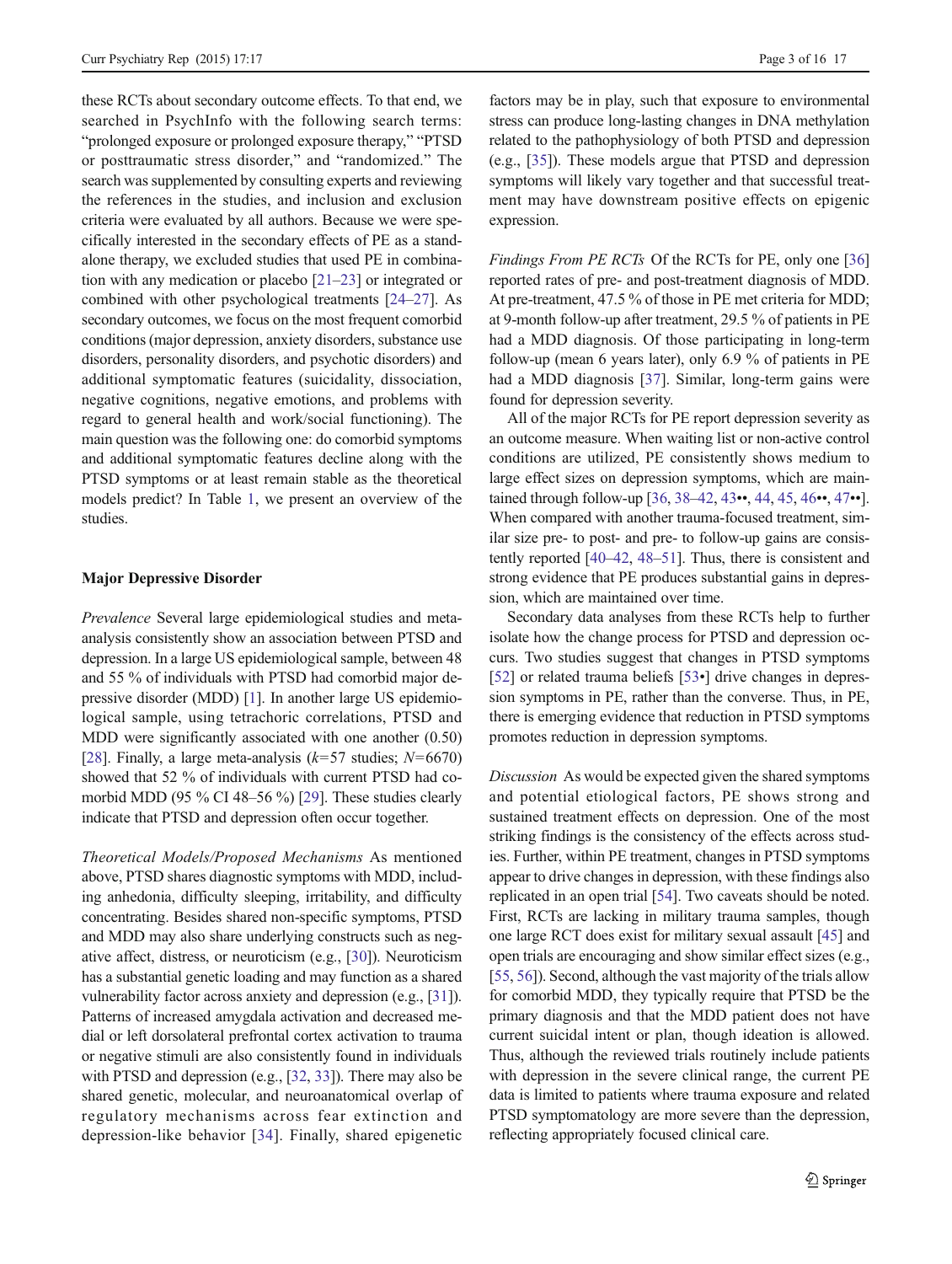these RCTs about secondary outcome effects. To that end, we searched in PsychInfo with the following search terms: "prolonged exposure or prolonged exposure therapy," "PTSD or posttraumatic stress disorder," and "randomized." The search was supplemented by consulting experts and reviewing the references in the studies, and inclusion and exclusion criteria were evaluated by all authors. Because we were specifically interested in the secondary effects of PE as a standalone therapy, we excluded studies that used PE in combination with any medication or placebo [21–23] or integrated or combined with other psychological treatments [24–27]. As secondary outcomes, we focus on the most frequent comorbid conditions (major depression, anxiety disorders, substance use disorders, personality disorders, and psychotic disorders) and additional symptomatic features (suicidality, dissociation, negative cognitions, negative emotions, and problems with regard to general health and work/social functioning). The main question was the following one: do comorbid symptoms and additional symptomatic features decline along with the PTSD symptoms or at least remain stable as the theoretical models predict? In Table 1, we present an overview of the studies.

**Major Depressive Disorder**

*Prevalence* Several large epidemiological studies and meta-analysis consistently show an association between PTSD and depression. In a large US epidemiological sample, between 48 and 55 % of individuals with PTSD had comorbid major depressive disorder (MDD) [1]. In another large US epidemiological sample, using tetrachoric correlations, PTSD and MDD were significantly associated with one another (0.50) [28]. Finally, a large meta-analysis ($k$=57 studies; $N$=6670) showed that 52 % of individuals with current PTSD had comorbid MDD (95 % CI 48–56 %) [29]. These studies clearly indicate that PTSD and depression often occur together.

*Theoretical Models/Proposed Mechanisms* As mentioned above, PTSD shares diagnostic symptoms with MDD, including anhedonia, difficulty sleeping, irritability, and difficulty concentrating. Besides shared non-specific symptoms, PTSD and MDD may also share underlying constructs such as negative affect, distress, or neuroticism (e.g., [30]). Neuroticism has a substantial genetic loading and may function as a shared vulnerability factor across anxiety and depression (e.g., [31]). Patterns of increased amygdala activation and decreased medial or left dorsolateral prefrontal cortex activation to trauma or negative stimuli are also consistently found in individuals with PTSD and depression (e.g., [32, 33]). There may also be shared genetic, molecular, and neuroanatomical overlap of regulatory mechanisms across fear extinction and depression-like behavior [34]. Finally, shared epigenetic factors may be in play, such that exposure to environmental stress can produce long-lasting changes in DNA methylation related to the pathophysiology of both PTSD and depression (e.g., [35]). These models argue that PTSD and depression symptoms will likely vary together and that successful treatment may have downstream positive effects on epigenic expression.

*Findings From PE RCTs* Of the RCTs for PE, only one [36] reported rates of pre- and post-treatment diagnosis of MDD. At pre-treatment, 47.5 % of those in PE met criteria for MDD; at 9-month follow-up after treatment, 29.5 % of patients in PE had a MDD diagnosis. Of those participating in long-term follow-up (mean 6 years later), only 6.9 % of patients in PE had a MDD diagnosis [37]. Similar, long-term gains were found for depression severity.

All of the major RCTs for PE report depression severity as an outcome measure. When waiting list or non-active control conditions are utilized, PE consistently shows medium to large effect sizes on depression symptoms, which are maintained through follow-up [36, 38–42, 43••, 44, 45, 46••, 47••]. When compared with another trauma-focused treatment, similar size pre- to post- and pre- to follow-up gains are consistently reported [40–42, 48–51]. Thus, there is consistent and strong evidence that PE produces substantial gains in depression, which are maintained over time.

Secondary data analyses from these RCTs help to further isolate how the change process for PTSD and depression occurs. Two studies suggest that changes in PTSD symptoms [52] or related trauma beliefs [53•] drive changes in depression symptoms in PE, rather than the converse. Thus, in PE, there is emerging evidence that reduction in PTSD symptoms promotes reduction in depression symptoms.

*Discussion* As would be expected given the shared symptoms and potential etiological factors, PE shows strong and sustained treatment effects on depression. One of the most striking findings is the consistency of the effects across studies. Further, within PE treatment, changes in PTSD symptoms appear to drive changes in depression, with these findings also replicated in an open trial [54]. Two caveats should be noted. First, RCTs are lacking in military trauma samples, though one large RCT does exist for military sexual assault [45] and open trials are encouraging and show similar effect sizes (e.g., [55, 56]). Second, although the vast majority of the trials allow for comorbid MDD, they typically require that PTSD be the primary diagnosis and that the MDD patient does not have current suicidal intent or plan, though ideation is allowed. Thus, although the reviewed trials routinely include patients with depression in the severe clinical range, the current PE data is limited to patients where trauma exposure and related PTSD symptomatology are more severe than the depression, reflecting appropriately focused clinical care.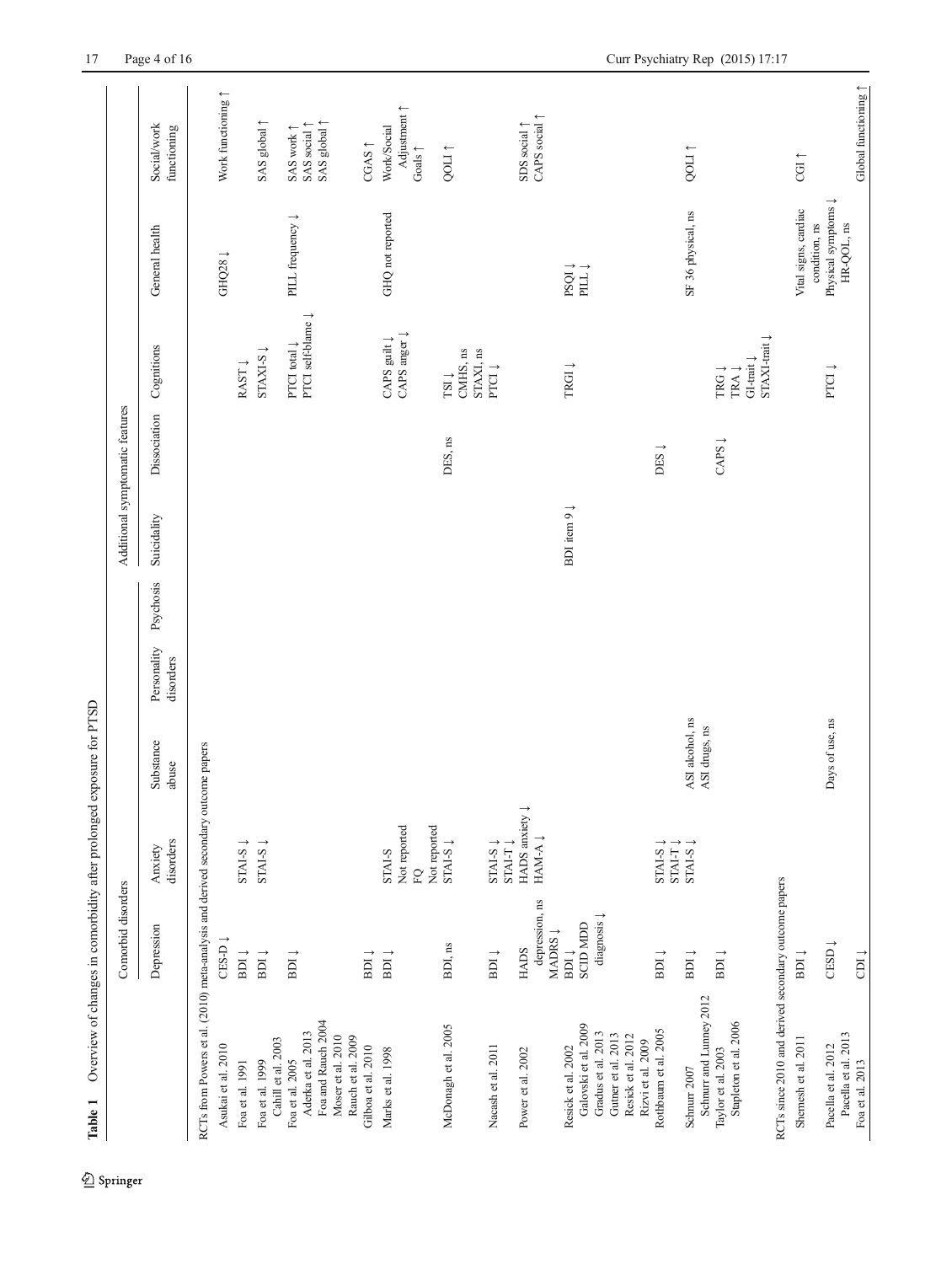**Table 1** Overview of changes in comorbidity after prolonged exposure for PTSD

| | Comorbid disorders | | | | | Additional symptomatic features | | | | |
|---|---|---|---|---|---|---|---|---|---|---|
| | Depression | Anxiety disorders | Substance abuse | Personality disorders | Psychosis | Suicidality | Dissociation | Cognitions | General health | Social/work functioning |
| *RCTs from Powers et al. (2010) meta-analysis and derived secondary outcome papers* | | | | | | | | | | |
| Asukai et al. 2010 | CES-D ↓ | | | | | | | | GHQ28 ↓ | Work functioning ↑ |
| Foa et al. 1991 | BDI ↓ | STAI-S ↓ | | | | | | RAST ↓ | | |
| Foa et al. 1999<br>Cahill et al. 2003 | BDI ↓ | STAI-S ↓ | | | | | | STAXI-S ↓ | | SAS global ↑ |
| Foa et al. 2005<br>Aderka et al. 2013<br>Foa and Rauch 2004<br>Moser et al. 2010<br>Rauch et al. 2009 | BDI ↓ | | | | | | | PTCI total ↓<br>PTCI self-blame ↓ | PILL frequency ↓ | SAS work ↑<br>SAS social ↑<br>SAS global ↑ |
| Gilboa et al. 2010 | BDI ↓ | | | | | | | | | CGAS ↑ |
| Marks et al. 1998 | BDI ↓ | STAI-S<br>Not reported<br>FQ<br>Not reported | | | | | | CAPS guilt ↓<br>CAPS anger ↓ | GHQ not reported | Work/Social Adjustment ↑<br>Goals ↑ |
| McDonagh et al. 2005 | BDI, ns | STAI-S ↓ | | | | | DES, ns | TSI ↓<br>CMHS, ns<br>STAXI, ns<br>PTCI ↑ | | QOLI ↑ |
| Nacash et al. 2011 | BDI ↓ | STAI-S ↓<br>STAI-T ↓ | | | | | | | | |
| Power et al. 2002 | HADS depression, ns<br>MADRS ↓ | HADS anxiety ↓<br>HAM-A ↓ | | | | | | | | SDS social ↑<br>CAPS social ↑ |
| Resick et al. 2002<br>Galovski et al. 2009<br>Gradus et al. 2013<br>Gutner et al. 2013<br>Resick et al. 2012<br>Rizvi et al. 2009 | BDI ↓<br>SCID MDD diagnosis ↓ | | | | | BDI item 9 ↓ | | TRGI ↓ | PSQI ↓<br>PILL ↓ | |
| Rothbaum et al. 2005 | BDI ↓ | STAI-S ↓<br>STAI-T ↓ | | | | | DES ↓ | | | |
| Schnurr 2007<br>Schnurr and Lunney 2012 | BDI ↓ | STAI-S ↓ | ASI alcohol, ns<br>ASI drugs, ns | | | | | | SF 36 physical, ns | QOLI ↑ |
| Taylor et al. 2003<br>Stapleton et al. 2006 | BDI ↓ | | | | | | CAPS ↓ | TRG ↓<br>TRA ↓<br>GI-trait ↓<br>STAXI-trait ↓ | | |
| *RCTs since 2010 and derived secondary outcome papers* | | | | | | | | | | |
| Shemesh et al. 2011 | BDI ↓ | | | | | | | | Vital signs, cardiac condition, ns | CGI ↑ |
| Pacella et al. 2012<br>Pacella et al. 2013 | CESD ↓ | | Days of use, ns | | | | | PTCI ↓ | Physical symptoms ↓<br>HR-QOL, ns | |
| Foa et al. 2013 | CDI ↓ | | | | | | | | | Global functioning ↑ |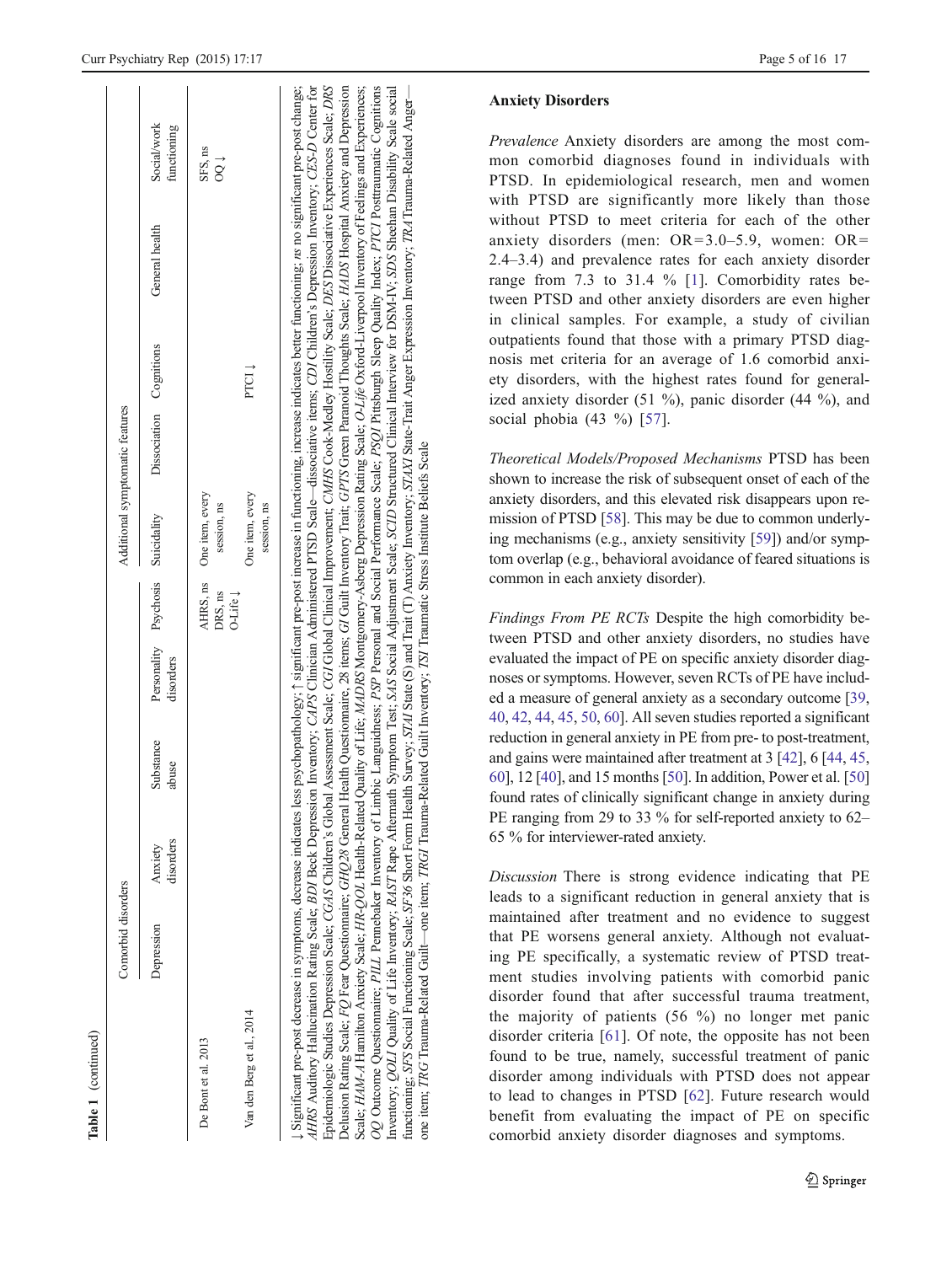**Table 1** (continued)

| | Comorbid disorders | | | | Additional symptomatic features | | | | | |
|---|---|---|---|---|---|---|---|---|---|---|
| | Depression | Anxiety disorders | Substance abuse | Personality disorders | Psychosis | Suicidality | Dissociation | Cognitions | General health | Social/work functioning |
| De Bont et al. 2013 | | | | | AHRS, ns DRS, ns O-Life ↓ | One item, every session, ns | | | | SFS, ns OQ ↓ |
| Van den Berg et al., 2014 | | | | | | One item, every session, ns | | PTCI ↓ | | |

↓ Significant pre-post decrease in symptoms, decrease indicates less psychopathology; ↑ significant pre-post increase in functioning, increase indicates better functioning; *ns* no significant pre-post change; *AHRS* Auditory Hallucination Rating Scale; *BDI* Beck Depression Inventory; *CAPS* Clinician Administered PTSD Scale—dissociative items; *CDI* Children's Depression Inventory; *CES-D* Center for Epidemiologic Studies Depression Scale; *CGAS* Children's Global Assessment Scale; *CGI* Global Clinical Improvement; *CMHS* Cook-Medley Hostility Scale; *DES* Dissociative Experiences Scale; *DRS* Delusion Rating Scale; *FQ* Fear Questionnaire; *GHQ28* General Health Questionnaire, 28 items; *GI* Guilt Inventory Trait; *GPTS* Green Paranoid Thoughts Scale; *HADS* Hospital Anxiety and Depression Scale; *HAM-A* Hamilton Anxiety Scale; *HR-QOL* Health-Related Quality of Life; *MADRS* Montgomery-Asberg Depression Rating Scale; *O-Life* Oxford-Liverpool Inventory of Feelings and Experiences; *OQ* Outcome Questionnaire; *PILL* Pennebaker Inventory of Limbic Languidness; *PSP* Personal and Social Performance Scale; *PSQI* Pittsburgh Sleep Quality Index; *PTCI* Posttraumatic Cognitions Inventory; *QOLI* Quality of Life Inventory; *RAST* Rape Aftermath Symptom Test; *SAS* Social Adjustment Scale; *SCID* Structured Clinical Interview for DSM-IV; *SDS* Sheehan Disability Scale social functioning; *SFS* Social Functioning Scale; *SF36* Short Form Health Survey; *STAI* State (S) and Trait (T) Anxiety Inventory; *STAXI* State-Trait Anger Expression Inventory; *TRA* Trauma-Related Anger—one item; *TRG* Trauma-Related Guilt—one item; *TRGI* Trauma-Related Guilt Inventory; *TSI* Traumatic Stress Institute Beliefs Scale

## Anxiety Disorders

*Prevalence* Anxiety disorders are among the most common comorbid diagnoses found in individuals with PTSD. In epidemiological research, men and women with PTSD are significantly more likely than those without PTSD to meet criteria for each of the other anxiety disorders (men: OR=3.0–5.9, women: OR=2.4–3.4) and prevalence rates for each anxiety disorder range from 7.3 to 31.4 % [1]. Comorbidity rates between PTSD and other anxiety disorders are even higher in clinical samples. For example, a study of civilian outpatients found that those with a primary PTSD diagnosis met criteria for an average of 1.6 comorbid anxiety disorders, with the highest rates found for generalized anxiety disorder (51 %), panic disorder (44 %), and social phobia (43 %) [57].

*Theoretical Models/Proposed Mechanisms* PTSD has been shown to increase the risk of subsequent onset of each of the anxiety disorders, and this elevated risk disappears upon remission of PTSD [58]. This may be due to common underlying mechanisms (e.g., anxiety sensitivity [59]) and/or symptom overlap (e.g., behavioral avoidance of feared situations is common in each anxiety disorder).

*Findings From PE RCTs* Despite the high comorbidity between PTSD and other anxiety disorders, no studies have evaluated the impact of PE on specific anxiety disorder diagnoses or symptoms. However, seven RCTs of PE have included a measure of general anxiety as a secondary outcome [39, 40, 42, 44, 45, 50, 60]. All seven studies reported a significant reduction in general anxiety in PE from pre- to post-treatment, and gains were maintained after treatment at 3 [42], 6 [44, 45, 60], 12 [40], and 15 months [50]. In addition, Power et al. [50] found rates of clinically significant change in anxiety during PE ranging from 29 to 33 % for self-reported anxiety to 62–65 % for interviewer-rated anxiety.

*Discussion* There is strong evidence indicating that PE leads to a significant reduction in general anxiety that is maintained after treatment and no evidence to suggest that PE worsens general anxiety. Although not evaluating PE specifically, a systematic review of PTSD treatment studies involving patients with comorbid panic disorder found that after successful trauma treatment, the majority of patients (56 %) no longer met panic disorder criteria [61]. Of note, the opposite has not been found to be true, namely, successful treatment of panic disorder among individuals with PTSD does not appear to lead to changes in PTSD [62]. Future research would benefit from evaluating the impact of PE on specific comorbid anxiety disorder diagnoses and symptoms.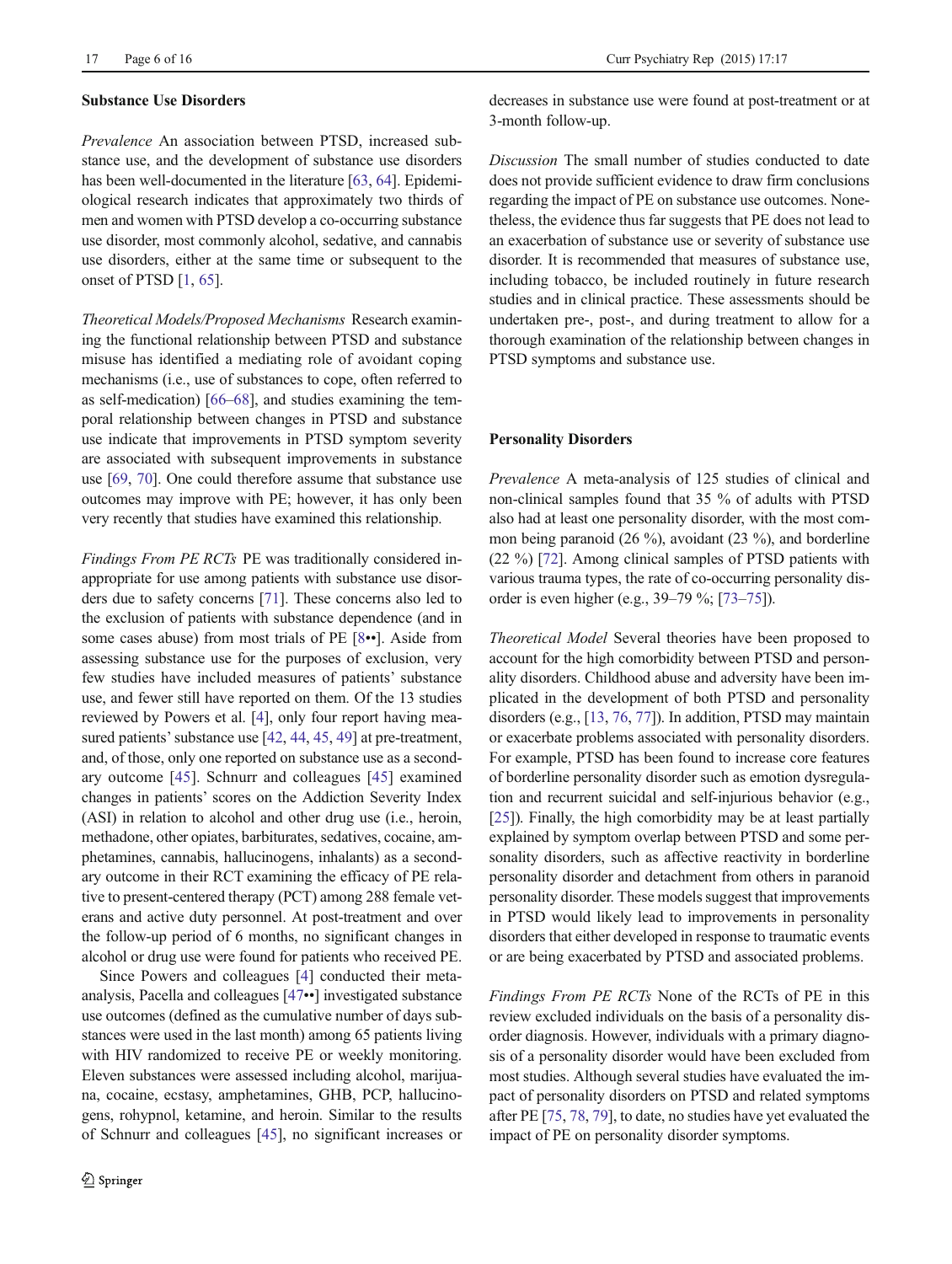## Substance Use Disorders

*Prevalence* An association between PTSD, increased substance use, and the development of substance use disorders has been well-documented in the literature [63, 64]. Epidemiological research indicates that approximately two thirds of men and women with PTSD develop a co-occurring substance use disorder, most commonly alcohol, sedative, and cannabis use disorders, either at the same time or subsequent to the onset of PTSD [1, 65].

*Theoretical Models/Proposed Mechanisms* Research examining the functional relationship between PTSD and substance misuse has identified a mediating role of avoidant coping mechanisms (i.e., use of substances to cope, often referred to as self-medication) [66–68], and studies examining the temporal relationship between changes in PTSD and substance use indicate that improvements in PTSD symptom severity are associated with subsequent improvements in substance use [69, 70]. One could therefore assume that substance use outcomes may improve with PE; however, it has only been very recently that studies have examined this relationship.

*Findings From PE RCTs* PE was traditionally considered inappropriate for use among patients with substance use disorders due to safety concerns [71]. These concerns also led to the exclusion of patients with substance dependence (and in some cases abuse) from most trials of PE [8••]. Aside from assessing substance use for the purposes of exclusion, very few studies have included measures of patients' substance use, and fewer still have reported on them. Of the 13 studies reviewed by Powers et al. [4], only four report having measured patients' substance use [42, 44, 45, 49] at pre-treatment, and, of those, only one reported on substance use as a secondary outcome [45]. Schnurr and colleagues [45] examined changes in patients' scores on the Addiction Severity Index (ASI) in relation to alcohol and other drug use (i.e., heroin, methadone, other opiates, barbiturates, sedatives, cocaine, amphetamines, cannabis, hallucinogens, inhalants) as a secondary outcome in their RCT examining the efficacy of PE relative to present-centered therapy (PCT) among 288 female veterans and active duty personnel. At post-treatment and over the follow-up period of 6 months, no significant changes in alcohol or drug use were found for patients who received PE.

Since Powers and colleagues [4] conducted their meta-analysis, Pacella and colleagues [47••] investigated substance use outcomes (defined as the cumulative number of days substances were used in the last month) among 65 patients living with HIV randomized to receive PE or weekly monitoring. Eleven substances were assessed including alcohol, marijuana, cocaine, ecstasy, amphetamines, GHB, PCP, hallucinogens, rohypnol, ketamine, and heroin. Similar to the results of Schnurr and colleagues [45], no significant increases or decreases in substance use were found at post-treatment or at 3-month follow-up.

*Discussion* The small number of studies conducted to date does not provide sufficient evidence to draw firm conclusions regarding the impact of PE on substance use outcomes. Nonetheless, the evidence thus far suggests that PE does not lead to an exacerbation of substance use or severity of substance use disorder. It is recommended that measures of substance use, including tobacco, be included routinely in future research studies and in clinical practice. These assessments should be undertaken pre-, post-, and during treatment to allow for a thorough examination of the relationship between changes in PTSD symptoms and substance use.

## Personality Disorders

*Prevalence* A meta-analysis of 125 studies of clinical and non-clinical samples found that 35 % of adults with PTSD also had at least one personality disorder, with the most common being paranoid (26 %), avoidant (23 %), and borderline (22 %) [72]. Among clinical samples of PTSD patients with various trauma types, the rate of co-occurring personality disorder is even higher (e.g., 39–79 %; [73–75]).

*Theoretical Model* Several theories have been proposed to account for the high comorbidity between PTSD and personality disorders. Childhood abuse and adversity have been implicated in the development of both PTSD and personality disorders (e.g., [13, 76, 77]). In addition, PTSD may maintain or exacerbate problems associated with personality disorders. For example, PTSD has been found to increase core features of borderline personality disorder such as emotion dysregulation and recurrent suicidal and self-injurious behavior (e.g., [25]). Finally, the high comorbidity may be at least partially explained by symptom overlap between PTSD and some personality disorders, such as affective reactivity in borderline personality disorder and detachment from others in paranoid personality disorder. These models suggest that improvements in PTSD would likely lead to improvements in personality disorders that either developed in response to traumatic events or are being exacerbated by PTSD and associated problems.

*Findings From PE RCTs* None of the RCTs of PE in this review excluded individuals on the basis of a personality disorder diagnosis. However, individuals with a primary diagnosis of a personality disorder would have been excluded from most studies. Although several studies have evaluated the impact of personality disorders on PTSD and related symptoms after PE [75, 78, 79], to date, no studies have yet evaluated the impact of PE on personality disorder symptoms.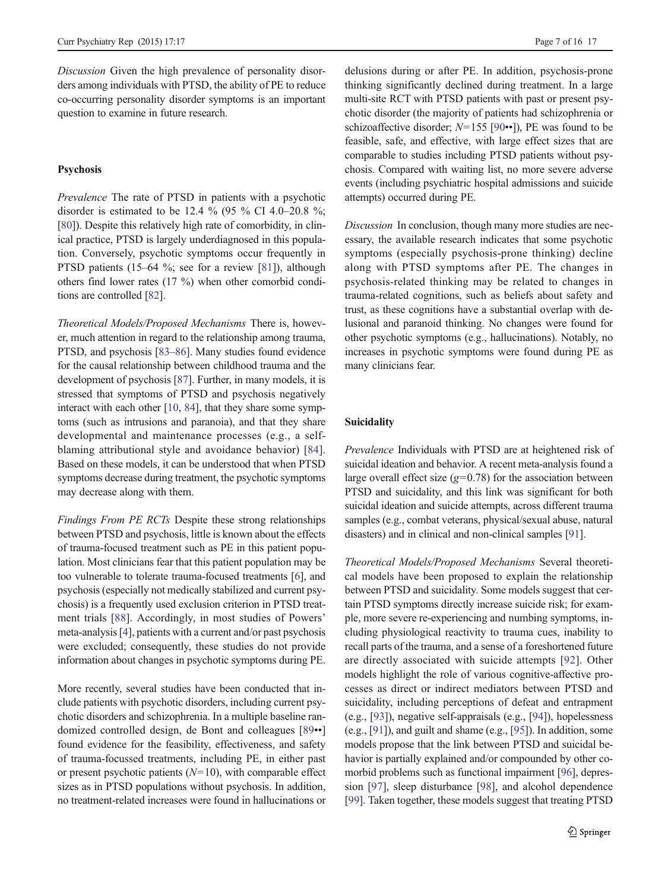*Discussion* Given the high prevalence of personality disorders among individuals with PTSD, the ability of PE to reduce co-occurring personality disorder symptoms is an important question to examine in future research.

## Psychosis

*Prevalence* The rate of PTSD in patients with a psychotic disorder is estimated to be 12.4 % (95 % CI 4.0–20.8 %; [80]). Despite this relatively high rate of comorbidity, in clinical practice, PTSD is largely underdiagnosed in this population. Conversely, psychotic symptoms occur frequently in PTSD patients (15–64 %; see for a review [81]), although others find lower rates (17 %) when other comorbid conditions are controlled [82].

*Theoretical Models/Proposed Mechanisms* There is, however, much attention in regard to the relationship among trauma, PTSD, and psychosis [83–86]. Many studies found evidence for the causal relationship between childhood trauma and the development of psychosis [87]. Further, in many models, it is stressed that symptoms of PTSD and psychosis negatively interact with each other [10, 84], that they share some symptoms (such as intrusions and paranoia), and that they share developmental and maintenance processes (e.g., a self-blaming attributional style and avoidance behavior) [84]. Based on these models, it can be understood that when PTSD symptoms decrease during treatment, the psychotic symptoms may decrease along with them.

*Findings From PE RCTs* Despite these strong relationships between PTSD and psychosis, little is known about the effects of trauma-focused treatment such as PE in this patient population. Most clinicians fear that this patient population may be too vulnerable to tolerate trauma-focused treatments [6], and psychosis (especially not medically stabilized and current psychosis) is a frequently used exclusion criterion in PTSD treatment trials [88]. Accordingly, in most studies of Powers' meta-analysis [4], patients with a current and/or past psychosis were excluded; consequently, these studies do not provide information about changes in psychotic symptoms during PE.

More recently, several studies have been conducted that include patients with psychotic disorders, including current psychotic disorders and schizophrenia. In a multiple baseline randomized controlled design, de Bont and colleagues [89••] found evidence for the feasibility, effectiveness, and safety of trauma-focussed treatments, including PE, in either past or present psychotic patients ($N=10$), with comparable effect sizes as in PTSD populations without psychosis. In addition, no treatment-related increases were found in hallucinations or delusions during or after PE. In addition, psychosis-prone thinking significantly declined during treatment. In a large multi-site RCT with PTSD patients with past or present psychotic disorder (the majority of patients had schizophrenia or schizoaffective disorder; $N=155$ [90••]), PE was found to be feasible, safe, and effective, with large effect sizes that are comparable to studies including PTSD patients without psychosis. Compared with waiting list, no more severe adverse events (including psychiatric hospital admissions and suicide attempts) occurred during PE.

*Discussion* In conclusion, though many more studies are necessary, the available research indicates that some psychotic symptoms (especially psychosis-prone thinking) decline along with PTSD symptoms after PE. The changes in psychosis-related thinking may be related to changes in trauma-related cognitions, such as beliefs about safety and trust, as these cognitions have a substantial overlap with delusional and paranoid thinking. No changes were found for other psychotic symptoms (e.g., hallucinations). Notably, no increases in psychotic symptoms were found during PE as many clinicians fear.

## Suicidality

*Prevalence* Individuals with PTSD are at heightened risk of suicidal ideation and behavior. A recent meta-analysis found a large overall effect size ($g=0.78$) for the association between PTSD and suicidality, and this link was significant for both suicidal ideation and suicide attempts, across different trauma samples (e.g., combat veterans, physical/sexual abuse, natural disasters) and in clinical and non-clinical samples [91].

*Theoretical Models/Proposed Mechanisms* Several theoretical models have been proposed to explain the relationship between PTSD and suicidality. Some models suggest that certain PTSD symptoms directly increase suicide risk; for example, more severe re-experiencing and numbing symptoms, including physiological reactivity to trauma cues, inability to recall parts of the trauma, and a sense of a foreshortened future are directly associated with suicide attempts [92]. Other models highlight the role of various cognitive-affective processes as direct or indirect mediators between PTSD and suicidality, including perceptions of defeat and entrapment (e.g., [93]), negative self-appraisals (e.g., [94]), hopelessness (e.g., [91]), and guilt and shame (e.g., [95]). In addition, some models propose that the link between PTSD and suicidal behavior is partially explained and/or compounded by other comorbid problems such as functional impairment [96], depression [97], sleep disturbance [98], and alcohol dependence [99]. Taken together, these models suggest that treating PTSD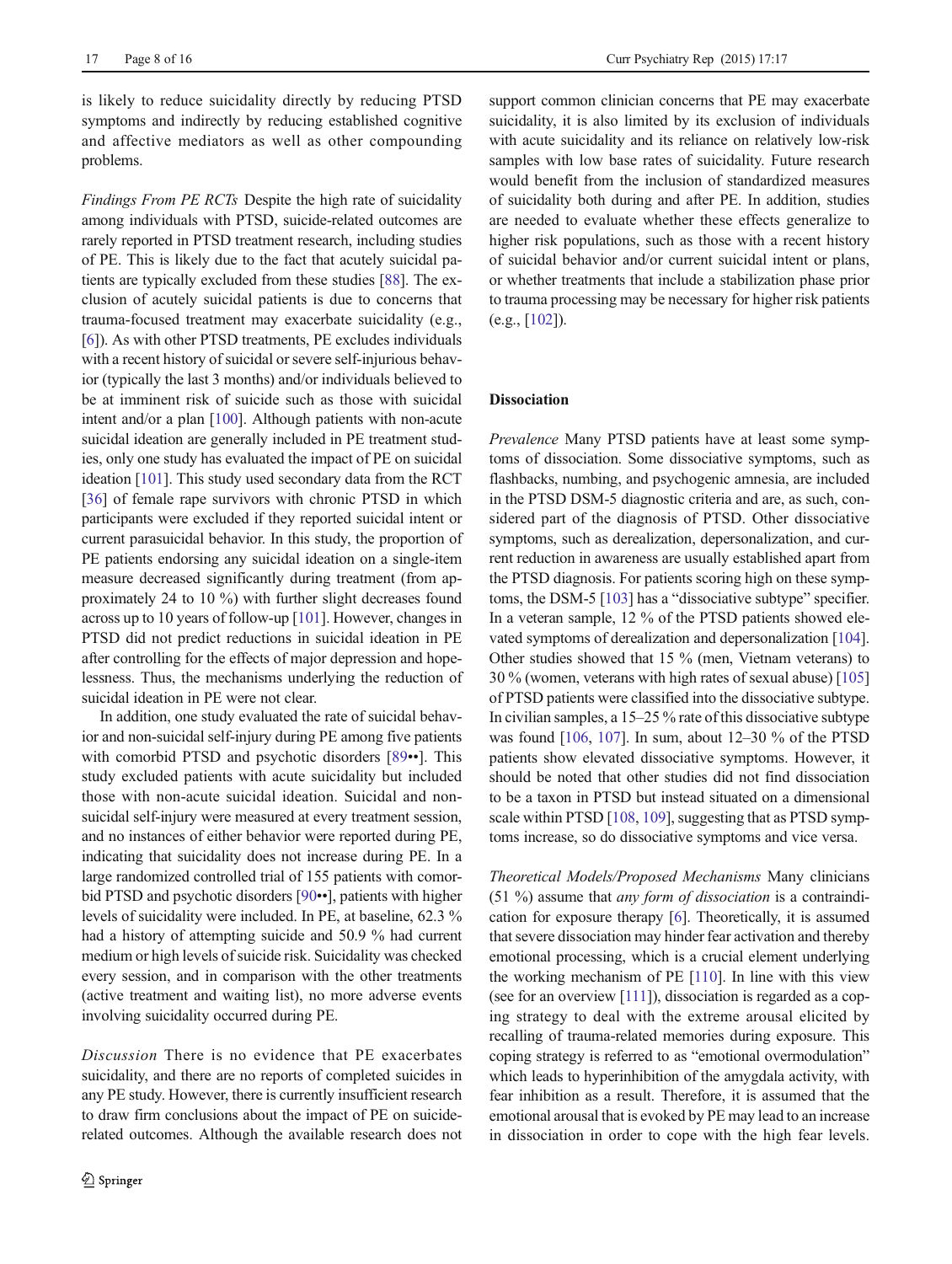is likely to reduce suicidality directly by reducing PTSD symptoms and indirectly by reducing established cognitive and affective mediators as well as other compounding problems.

*Findings From PE RCTs* Despite the high rate of suicidality among individuals with PTSD, suicide-related outcomes are rarely reported in PTSD treatment research, including studies of PE. This is likely due to the fact that acutely suicidal patients are typically excluded from these studies [88]. The exclusion of acutely suicidal patients is due to concerns that trauma-focused treatment may exacerbate suicidality (e.g., [6]). As with other PTSD treatments, PE excludes individuals with a recent history of suicidal or severe self-injurious behavior (typically the last 3 months) and/or individuals believed to be at imminent risk of suicide such as those with suicidal intent and/or a plan [100]. Although patients with non-acute suicidal ideation are generally included in PE treatment studies, only one study has evaluated the impact of PE on suicidal ideation [101]. This study used secondary data from the RCT [36] of female rape survivors with chronic PTSD in which participants were excluded if they reported suicidal intent or current parasuicidal behavior. In this study, the proportion of PE patients endorsing any suicidal ideation on a single-item measure decreased significantly during treatment (from approximately 24 to 10 %) with further slight decreases found across up to 10 years of follow-up [101]. However, changes in PTSD did not predict reductions in suicidal ideation in PE after controlling for the effects of major depression and hopelessness. Thus, the mechanisms underlying the reduction of suicidal ideation in PE were not clear.

In addition, one study evaluated the rate of suicidal behavior and non-suicidal self-injury during PE among five patients with comorbid PTSD and psychotic disorders [89••]. This study excluded patients with acute suicidality but included those with non-acute suicidal ideation. Suicidal and non-suicidal self-injury were measured at every treatment session, and no instances of either behavior were reported during PE, indicating that suicidality does not increase during PE. In a large randomized controlled trial of 155 patients with comorbid PTSD and psychotic disorders [90••], patients with higher levels of suicidality were included. In PE, at baseline, 62.3 % had a history of attempting suicide and 50.9 % had current medium or high levels of suicide risk. Suicidality was checked every session, and in comparison with the other treatments (active treatment and waiting list), no more adverse events involving suicidality occurred during PE.

*Discussion* There is no evidence that PE exacerbates suicidality, and there are no reports of completed suicides in any PE study. However, there is currently insufficient research to draw firm conclusions about the impact of PE on suicide-related outcomes. Although the available research does not support common clinician concerns that PE may exacerbate suicidality, it is also limited by its exclusion of individuals with acute suicidality and its reliance on relatively low-risk samples with low base rates of suicidality. Future research would benefit from the inclusion of standardized measures of suicidality both during and after PE. In addition, studies are needed to evaluate whether these effects generalize to higher risk populations, such as those with a recent history of suicidal behavior and/or current suicidal intent or plans, or whether treatments that include a stabilization phase prior to trauma processing may be necessary for higher risk patients (e.g., [102]).

## Dissociation

*Prevalence* Many PTSD patients have at least some symptoms of dissociation. Some dissociative symptoms, such as flashbacks, numbing, and psychogenic amnesia, are included in the PTSD DSM-5 diagnostic criteria and are, as such, considered part of the diagnosis of PTSD. Other dissociative symptoms, such as derealization, depersonalization, and current reduction in awareness are usually established apart from the PTSD diagnosis. For patients scoring high on these symptoms, the DSM-5 [103] has a "dissociative subtype" specifier. In a veteran sample, 12 % of the PTSD patients showed elevated symptoms of derealization and depersonalization [104]. Other studies showed that 15 % (men, Vietnam veterans) to 30 % (women, veterans with high rates of sexual abuse) [105] of PTSD patients were classified into the dissociative subtype. In civilian samples, a 15–25 % rate of this dissociative subtype was found [106, 107]. In sum, about 12–30 % of the PTSD patients show elevated dissociative symptoms. However, it should be noted that other studies did not find dissociation to be a taxon in PTSD but instead situated on a dimensional scale within PTSD [108, 109], suggesting that as PTSD symptoms increase, so do dissociative symptoms and vice versa.

*Theoretical Models/Proposed Mechanisms* Many clinicians (51 %) assume that *any form of dissociation* is a contraindication for exposure therapy [6]. Theoretically, it is assumed that severe dissociation may hinder fear activation and thereby emotional processing, which is a crucial element underlying the working mechanism of PE [110]. In line with this view (see for an overview [111]), dissociation is regarded as a coping strategy to deal with the extreme arousal elicited by recalling of trauma-related memories during exposure. This coping strategy is referred to as "emotional overmodulation" which leads to hyperinhibition of the amygdala activity, with fear inhibition as a result. Therefore, it is assumed that the emotional arousal that is evoked by PE may lead to an increase in dissociation in order to cope with the high fear levels.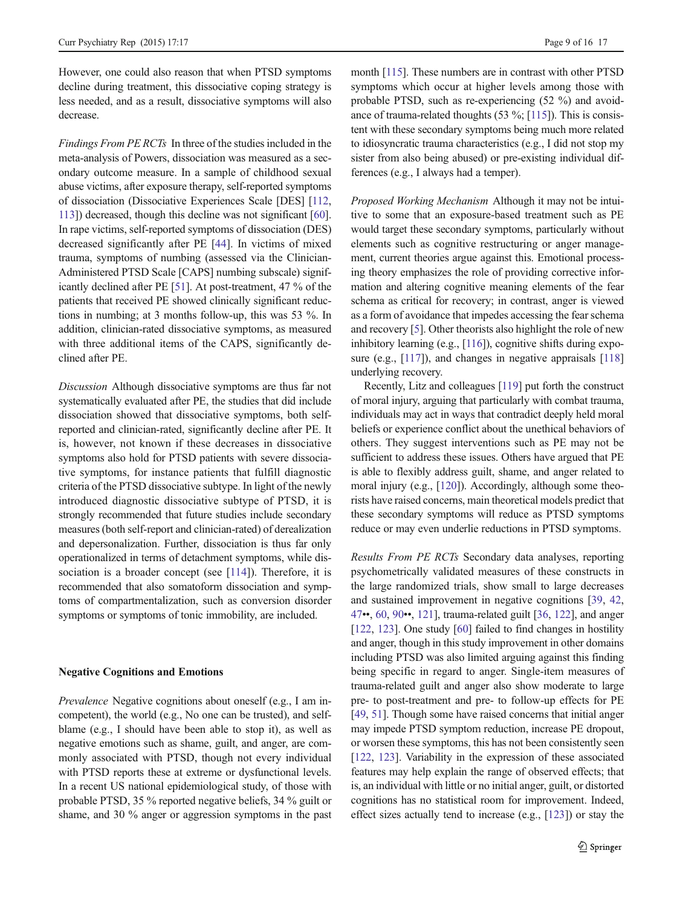However, one could also reason that when PTSD symptoms decline during treatment, this dissociative coping strategy is less needed, and as a result, dissociative symptoms will also decrease.

*Findings From PE RCTs* In three of the studies included in the meta-analysis of Powers, dissociation was measured as a secondary outcome measure. In a sample of childhood sexual abuse victims, after exposure therapy, self-reported symptoms of dissociation (Dissociative Experiences Scale [DES] [112, 113]) decreased, though this decline was not significant [60]. In rape victims, self-reported symptoms of dissociation (DES) decreased significantly after PE [44]. In victims of mixed trauma, symptoms of numbing (assessed via the Clinician-Administered PTSD Scale [CAPS] numbing subscale) significantly declined after PE [51]. At post-treatment, 47 % of the patients that received PE showed clinically significant reductions in numbing; at 3 months follow-up, this was 53 %. In addition, clinician-rated dissociative symptoms, as measured with three additional items of the CAPS, significantly declined after PE.

*Discussion* Although dissociative symptoms are thus far not systematically evaluated after PE, the studies that did include dissociation showed that dissociative symptoms, both self-reported and clinician-rated, significantly decline after PE. It is, however, not known if these decreases in dissociative symptoms also hold for PTSD patients with severe dissociative symptoms, for instance patients that fulfill diagnostic criteria of the PTSD dissociative subtype. In light of the newly introduced diagnostic dissociative subtype of PTSD, it is strongly recommended that future studies include secondary measures (both self-report and clinician-rated) of derealization and depersonalization. Further, dissociation is thus far only operationalized in terms of detachment symptoms, while dissociation is a broader concept (see [114]). Therefore, it is recommended that also somatoform dissociation and symptoms of compartmentalization, such as conversion disorder symptoms or symptoms of tonic immobility, are included.

## Negative Cognitions and Emotions

*Prevalence* Negative cognitions about oneself (e.g., I am incompetent), the world (e.g., No one can be trusted), and self-blame (e.g., I should have been able to stop it), as well as negative emotions such as shame, guilt, and anger, are commonly associated with PTSD, though not every individual with PTSD reports these at extreme or dysfunctional levels. In a recent US national epidemiological study, of those with probable PTSD, 35 % reported negative beliefs, 34 % guilt or shame, and 30 % anger or aggression symptoms in the past month [115]. These numbers are in contrast with other PTSD symptoms which occur at higher levels among those with probable PTSD, such as re-experiencing (52 %) and avoidance of trauma-related thoughts (53 %; [115]). This is consistent with these secondary symptoms being much more related to idiosyncratic trauma characteristics (e.g., I did not stop my sister from also being abused) or pre-existing individual differences (e.g., I always had a temper).

*Proposed Working Mechanism* Although it may not be intuitive to some that an exposure-based treatment such as PE would target these secondary symptoms, particularly without elements such as cognitive restructuring or anger management, current theories argue against this. Emotional processing theory emphasizes the role of providing corrective information and altering cognitive meaning elements of the fear schema as critical for recovery; in contrast, anger is viewed as a form of avoidance that impedes accessing the fear schema and recovery [5]. Other theorists also highlight the role of new inhibitory learning (e.g., [116]), cognitive shifts during exposure (e.g., [117]), and changes in negative appraisals [118] underlying recovery.

Recently, Litz and colleagues [119] put forth the construct of moral injury, arguing that particularly with combat trauma, individuals may act in ways that contradict deeply held moral beliefs or experience conflict about the unethical behaviors of others. They suggest interventions such as PE may not be sufficient to address these issues. Others have argued that PE is able to flexibly address guilt, shame, and anger related to moral injury (e.g., [120]). Accordingly, although some theorists have raised concerns, main theoretical models predict that these secondary symptoms will reduce as PTSD symptoms reduce or may even underlie reductions in PTSD symptoms.

*Results From PE RCTs* Secondary data analyses, reporting psychometrically validated measures of these constructs in the large randomized trials, show small to large decreases and sustained improvement in negative cognitions [39, 42, 47••, 60, 90••, 121], trauma-related guilt [36, 122], and anger [122, 123]. One study [60] failed to find changes in hostility and anger, though in this study improvement in other domains including PTSD was also limited arguing against this finding being specific in regard to anger. Single-item measures of trauma-related guilt and anger also show moderate to large pre- to post-treatment and pre- to follow-up effects for PE [49, 51]. Though some have raised concerns that initial anger may impede PTSD symptom reduction, increase PE dropout, or worsen these symptoms, this has not been consistently seen [122, 123]. Variability in the expression of these associated features may help explain the range of observed effects; that is, an individual with little or no initial anger, guilt, or distorted cognitions has no statistical room for improvement. Indeed, effect sizes actually tend to increase (e.g., [123]) or stay the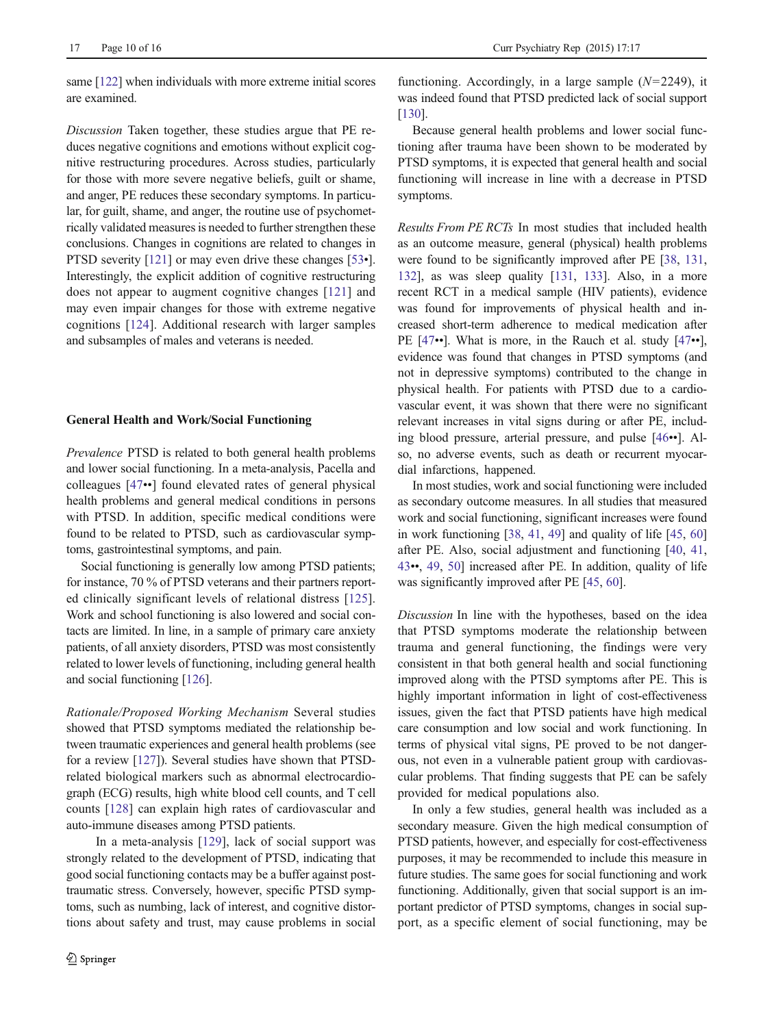same [122] when individuals with more extreme initial scores are examined.

*Discussion* Taken together, these studies argue that PE reduces negative cognitions and emotions without explicit cognitive restructuring procedures. Across studies, particularly for those with more severe negative beliefs, guilt or shame, and anger, PE reduces these secondary symptoms. In particular, for guilt, shame, and anger, the routine use of psychometrically validated measures is needed to further strengthen these conclusions. Changes in cognitions are related to changes in PTSD severity [121] or may even drive these changes [53•]. Interestingly, the explicit addition of cognitive restructuring does not appear to augment cognitive changes [121] and may even impair changes for those with extreme negative cognitions [124]. Additional research with larger samples and subsamples of males and veterans is needed.

## General Health and Work/Social Functioning

*Prevalence* PTSD is related to both general health problems and lower social functioning. In a meta-analysis, Pacella and colleagues [47••] found elevated rates of general physical health problems and general medical conditions in persons with PTSD. In addition, specific medical conditions were found to be related to PTSD, such as cardiovascular symptoms, gastrointestinal symptoms, and pain.

Social functioning is generally low among PTSD patients; for instance, 70 % of PTSD veterans and their partners reported clinically significant levels of relational distress [125]. Work and school functioning is also lowered and social contacts are limited. In line, in a sample of primary care anxiety patients, of all anxiety disorders, PTSD was most consistently related to lower levels of functioning, including general health and social functioning [126].

*Rationale/Proposed Working Mechanism* Several studies showed that PTSD symptoms mediated the relationship between traumatic experiences and general health problems (see for a review [127]). Several studies have shown that PTSD-related biological markers such as abnormal electrocardiograph (ECG) results, high white blood cell counts, and T cell counts [128] can explain high rates of cardiovascular and auto-immune diseases among PTSD patients.

In a meta-analysis [129], lack of social support was strongly related to the development of PTSD, indicating that good social functioning contacts may be a buffer against posttraumatic stress. Conversely, however, specific PTSD symptoms, such as numbing, lack of interest, and cognitive distortions about safety and trust, may cause problems in social functioning. Accordingly, in a large sample ($N$=2249), it was indeed found that PTSD predicted lack of social support [130].

Because general health problems and lower social functioning after trauma have been shown to be moderated by PTSD symptoms, it is expected that general health and social functioning will increase in line with a decrease in PTSD symptoms.

*Results From PE RCTs* In most studies that included health as an outcome measure, general (physical) health problems were found to be significantly improved after PE [38, 131, 132], as was sleep quality [131, 133]. Also, in a more recent RCT in a medical sample (HIV patients), evidence was found for improvements of physical health and increased short-term adherence to medical medication after PE [47••]. What is more, in the Rauch et al. study [47••], evidence was found that changes in PTSD symptoms (and not in depressive symptoms) contributed to the change in physical health. For patients with PTSD due to a cardiovascular event, it was shown that there were no significant relevant increases in vital signs during or after PE, including blood pressure, arterial pressure, and pulse [46••]. Also, no adverse events, such as death or recurrent myocardial infarctions, happened.

In most studies, work and social functioning were included as secondary outcome measures. In all studies that measured work and social functioning, significant increases were found in work functioning [38, 41, 49] and quality of life [45, 60] after PE. Also, social adjustment and functioning [40, 41, 43••, 49, 50] increased after PE. In addition, quality of life was significantly improved after PE [45, 60].

*Discussion* In line with the hypotheses, based on the idea that PTSD symptoms moderate the relationship between trauma and general functioning, the findings were very consistent in that both general health and social functioning improved along with the PTSD symptoms after PE. This is highly important information in light of cost-effectiveness issues, given the fact that PTSD patients have high medical care consumption and low social and work functioning. In terms of physical vital signs, PE proved to be not dangerous, not even in a vulnerable patient group with cardiovascular problems. That finding suggests that PE can be safely provided for medical populations also.

In only a few studies, general health was included as a secondary measure. Given the high medical consumption of PTSD patients, however, and especially for cost-effectiveness purposes, it may be recommended to include this measure in future studies. The same goes for social functioning and work functioning. Additionally, given that social support is an important predictor of PTSD symptoms, changes in social support, as a specific element of social functioning, may be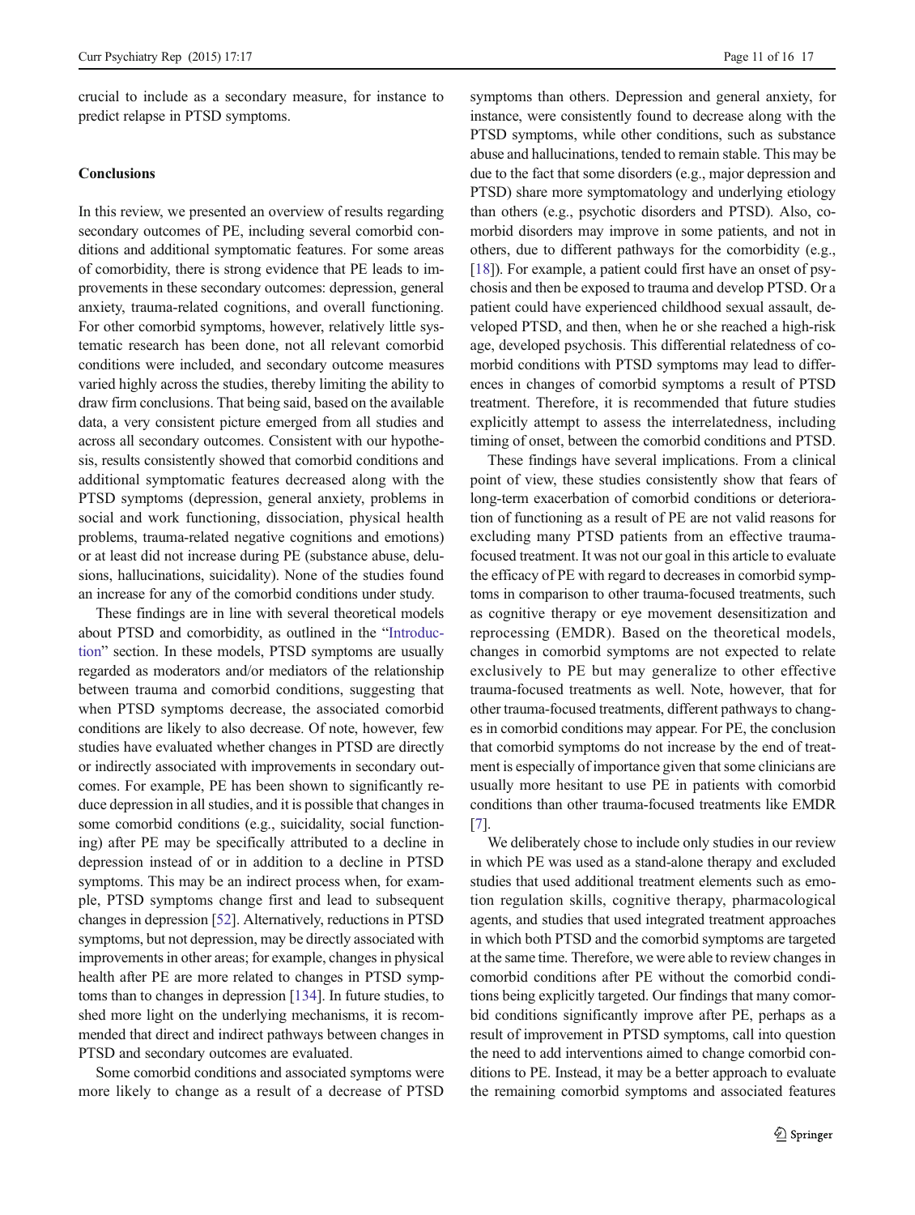crucial to include as a secondary measure, for instance to predict relapse in PTSD symptoms.

## Conclusions

In this review, we presented an overview of results regarding secondary outcomes of PE, including several comorbid conditions and additional symptomatic features. For some areas of comorbidity, there is strong evidence that PE leads to improvements in these secondary outcomes: depression, general anxiety, trauma-related cognitions, and overall functioning. For other comorbid symptoms, however, relatively little systematic research has been done, not all relevant comorbid conditions were included, and secondary outcome measures varied highly across the studies, thereby limiting the ability to draw firm conclusions. That being said, based on the available data, a very consistent picture emerged from all studies and across all secondary outcomes. Consistent with our hypothesis, results consistently showed that comorbid conditions and additional symptomatic features decreased along with the PTSD symptoms (depression, general anxiety, problems in social and work functioning, dissociation, physical health problems, trauma-related negative cognitions and emotions) or at least did not increase during PE (substance abuse, delusions, hallucinations, suicidality). None of the studies found an increase for any of the comorbid conditions under study.

These findings are in line with several theoretical models about PTSD and comorbidity, as outlined in the "Introduction" section. In these models, PTSD symptoms are usually regarded as moderators and/or mediators of the relationship between trauma and comorbid conditions, suggesting that when PTSD symptoms decrease, the associated comorbid conditions are likely to also decrease. Of note, however, few studies have evaluated whether changes in PTSD are directly or indirectly associated with improvements in secondary outcomes. For example, PE has been shown to significantly reduce depression in all studies, and it is possible that changes in some comorbid conditions (e.g., suicidality, social functioning) after PE may be specifically attributed to a decline in depression instead of or in addition to a decline in PTSD symptoms. This may be an indirect process when, for example, PTSD symptoms change first and lead to subsequent changes in depression [52]. Alternatively, reductions in PTSD symptoms, but not depression, may be directly associated with improvements in other areas; for example, changes in physical health after PE are more related to changes in PTSD symptoms than to changes in depression [134]. In future studies, to shed more light on the underlying mechanisms, it is recommended that direct and indirect pathways between changes in PTSD and secondary outcomes are evaluated.

Some comorbid conditions and associated symptoms were more likely to change as a result of a decrease of PTSD symptoms than others. Depression and general anxiety, for instance, were consistently found to decrease along with the PTSD symptoms, while other conditions, such as substance abuse and hallucinations, tended to remain stable. This may be due to the fact that some disorders (e.g., major depression and PTSD) share more symptomatology and underlying etiology than others (e.g., psychotic disorders and PTSD). Also, comorbid disorders may improve in some patients, and not in others, due to different pathways for the comorbidity (e.g., [18]). For example, a patient could first have an onset of psychosis and then be exposed to trauma and develop PTSD. Or a patient could have experienced childhood sexual assault, developed PTSD, and then, when he or she reached a high-risk age, developed psychosis. This differential relatedness of comorbid conditions with PTSD symptoms may lead to differences in changes of comorbid symptoms a result of PTSD treatment. Therefore, it is recommended that future studies explicitly attempt to assess the interrelatedness, including timing of onset, between the comorbid conditions and PTSD.

These findings have several implications. From a clinical point of view, these studies consistently show that fears of long-term exacerbation of comorbid conditions or deterioration of functioning as a result of PE are not valid reasons for excluding many PTSD patients from an effective trauma-focused treatment. It was not our goal in this article to evaluate the efficacy of PE with regard to decreases in comorbid symptoms in comparison to other trauma-focused treatments, such as cognitive therapy or eye movement desensitization and reprocessing (EMDR). Based on the theoretical models, changes in comorbid symptoms are not expected to relate exclusively to PE but may generalize to other effective trauma-focused treatments as well. Note, however, that for other trauma-focused treatments, different pathways to changes in comorbid conditions may appear. For PE, the conclusion that comorbid symptoms do not increase by the end of treatment is especially of importance given that some clinicians are usually more hesitant to use PE in patients with comorbid conditions than other trauma-focused treatments like EMDR [7].

We deliberately chose to include only studies in our review in which PE was used as a stand-alone therapy and excluded studies that used additional treatment elements such as emotion regulation skills, cognitive therapy, pharmacological agents, and studies that used integrated treatment approaches in which both PTSD and the comorbid symptoms are targeted at the same time. Therefore, we were able to review changes in comorbid conditions after PE without the comorbid conditions being explicitly targeted. Our findings that many comorbid conditions significantly improve after PE, perhaps as a result of improvement in PTSD symptoms, call into question the need to add interventions aimed to change comorbid conditions to PE. Instead, it may be a better approach to evaluate the remaining comorbid symptoms and associated features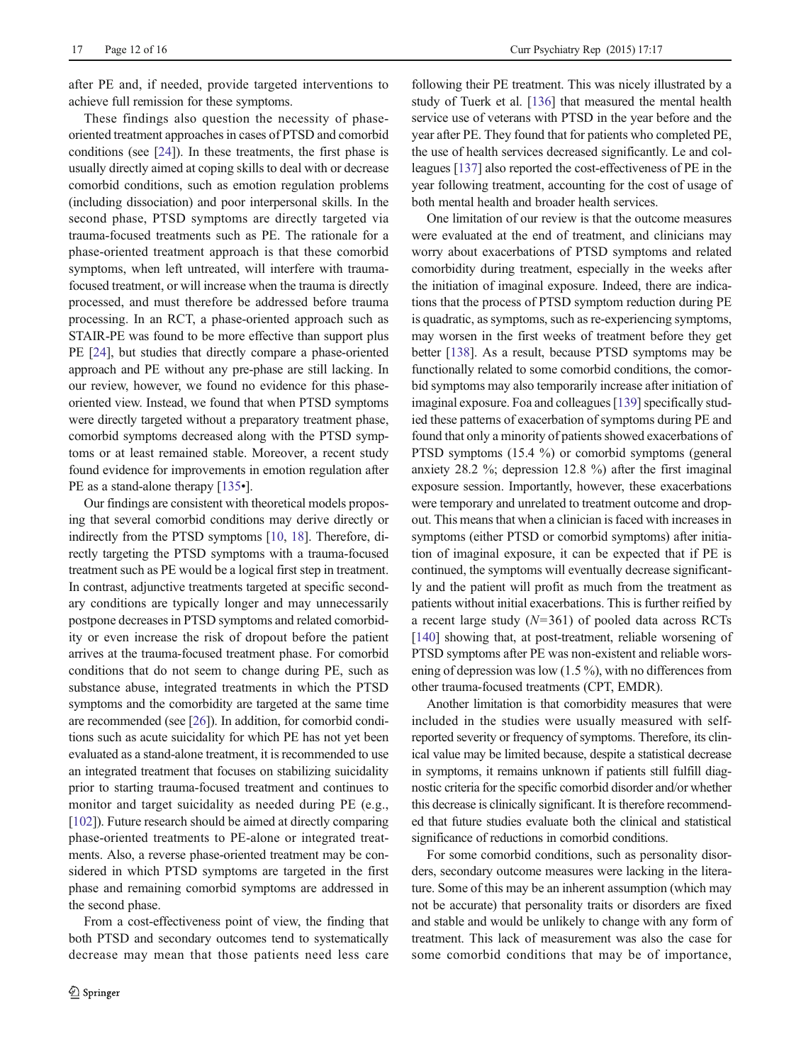after PE and, if needed, provide targeted interventions to achieve full remission for these symptoms.

These findings also question the necessity of phase-oriented treatment approaches in cases of PTSD and comorbid conditions (see [24]). In these treatments, the first phase is usually directly aimed at coping skills to deal with or decrease comorbid conditions, such as emotion regulation problems (including dissociation) and poor interpersonal skills. In the second phase, PTSD symptoms are directly targeted via trauma-focused treatments such as PE. The rationale for a phase-oriented treatment approach is that these comorbid symptoms, when left untreated, will interfere with trauma-focused treatment, or will increase when the trauma is directly processed, and must therefore be addressed before trauma processing. In an RCT, a phase-oriented approach such as STAIR-PE was found to be more effective than support plus PE [24], but studies that directly compare a phase-oriented approach and PE without any pre-phase are still lacking. In our review, however, we found no evidence for this phase-oriented view. Instead, we found that when PTSD symptoms were directly targeted without a preparatory treatment phase, comorbid symptoms decreased along with the PTSD symptoms or at least remained stable. Moreover, a recent study found evidence for improvements in emotion regulation after PE as a stand-alone therapy [135•].

Our findings are consistent with theoretical models proposing that several comorbid conditions may derive directly or indirectly from the PTSD symptoms [10, 18]. Therefore, directly targeting the PTSD symptoms with a trauma-focused treatment such as PE would be a logical first step in treatment. In contrast, adjunctive treatments targeted at specific secondary conditions are typically longer and may unnecessarily postpone decreases in PTSD symptoms and related comorbidity or even increase the risk of dropout before the patient arrives at the trauma-focused treatment phase. For comorbid conditions that do not seem to change during PE, such as substance abuse, integrated treatments in which the PTSD symptoms and the comorbidity are targeted at the same time are recommended (see [26]). In addition, for comorbid conditions such as acute suicidality for which PE has not yet been evaluated as a stand-alone treatment, it is recommended to use an integrated treatment that focuses on stabilizing suicidality prior to starting trauma-focused treatment and continues to monitor and target suicidality as needed during PE (e.g., [102]). Future research should be aimed at directly comparing phase-oriented treatments to PE-alone or integrated treatments. Also, a reverse phase-oriented treatment may be considered in which PTSD symptoms are targeted in the first phase and remaining comorbid symptoms are addressed in the second phase.

From a cost-effectiveness point of view, the finding that both PTSD and secondary outcomes tend to systematically decrease may mean that those patients need less care following their PE treatment. This was nicely illustrated by a study of Tuerk et al. [136] that measured the mental health service use of veterans with PTSD in the year before and the year after PE. They found that for patients who completed PE, the use of health services decreased significantly. Le and colleagues [137] also reported the cost-effectiveness of PE in the year following treatment, accounting for the cost of usage of both mental health and broader health services.

One limitation of our review is that the outcome measures were evaluated at the end of treatment, and clinicians may worry about exacerbations of PTSD symptoms and related comorbidity during treatment, especially in the weeks after the initiation of imaginal exposure. Indeed, there are indications that the process of PTSD symptom reduction during PE is quadratic, as symptoms, such as re-experiencing symptoms, may worsen in the first weeks of treatment before they get better [138]. As a result, because PTSD symptoms may be functionally related to some comorbid conditions, the comorbid symptoms may also temporarily increase after initiation of imaginal exposure. Foa and colleagues [139] specifically studied these patterns of exacerbation of symptoms during PE and found that only a minority of patients showed exacerbations of PTSD symptoms (15.4 %) or comorbid symptoms (general anxiety 28.2 %; depression 12.8 %) after the first imaginal exposure session. Importantly, however, these exacerbations were temporary and unrelated to treatment outcome and dropout. This means that when a clinician is faced with increases in symptoms (either PTSD or comorbid symptoms) after initiation of imaginal exposure, it can be expected that if PE is continued, the symptoms will eventually decrease significantly and the patient will profit as much from the treatment as patients without initial exacerbations. This is further reified by a recent large study ($N$=361) of pooled data across RCTs [140] showing that, at post-treatment, reliable worsening of PTSD symptoms after PE was non-existent and reliable worsening of depression was low (1.5 %), with no differences from other trauma-focused treatments (CPT, EMDR).

Another limitation is that comorbidity measures that were included in the studies were usually measured with self-reported severity or frequency of symptoms. Therefore, its clinical value may be limited because, despite a statistical decrease in symptoms, it remains unknown if patients still fulfill diagnostic criteria for the specific comorbid disorder and/or whether this decrease is clinically significant. It is therefore recommended that future studies evaluate both the clinical and statistical significance of reductions in comorbid conditions.

For some comorbid conditions, such as personality disorders, secondary outcome measures were lacking in the literature. Some of this may be an inherent assumption (which may not be accurate) that personality traits or disorders are fixed and stable and would be unlikely to change with any form of treatment. This lack of measurement was also the case for some comorbid conditions that may be of importance,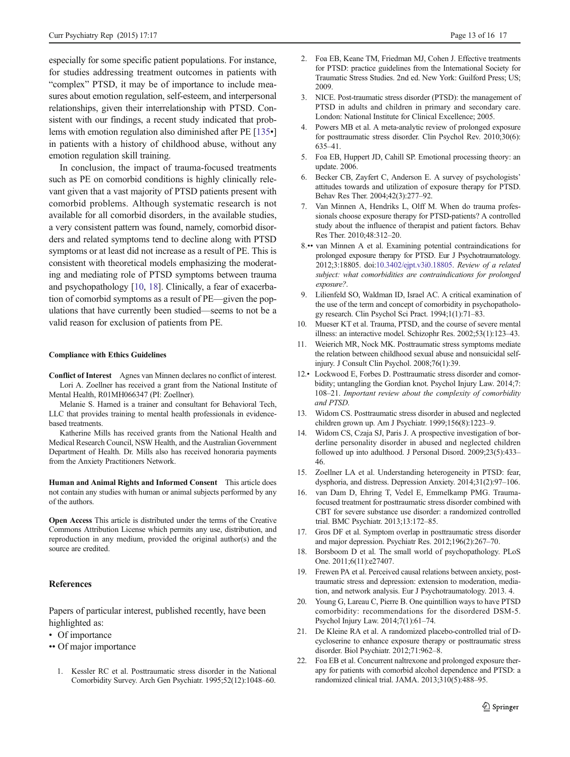especially for some specific patient populations. For instance, for studies addressing treatment outcomes in patients with "complex" PTSD, it may be of importance to include measures about emotion regulation, self-esteem, and interpersonal relationships, given their interrelationship with PTSD. Consistent with our findings, a recent study indicated that problems with emotion regulation also diminished after PE [135•] in patients with a history of childhood abuse, without any emotion regulation skill training.

In conclusion, the impact of trauma-focused treatments such as PE on comorbid conditions is highly clinically relevant given that a vast majority of PTSD patients present with comorbid problems. Although systematic research is not available for all comorbid disorders, in the available studies, a very consistent pattern was found, namely, comorbid disorders and related symptoms tend to decline along with PTSD symptoms or at least did not increase as a result of PE. This is consistent with theoretical models emphasizing the moderating and mediating role of PTSD symptoms between trauma and psychopathology [10, 18]. Clinically, a fear of exacerbation of comorbid symptoms as a result of PE—given the populations that have currently been studied—seems to not be a valid reason for exclusion of patients from PE.

#### Compliance with Ethics Guidelines

**Conflict of Interest** Agnes van Minnen declares no conflict of interest.

Lori A. Zoellner has received a grant from the National Institute of Mental Health, R01MH066347 (PI: Zoellner).

Melanie S. Harned is a trainer and consultant for Behavioral Tech, LLC that provides training to mental health professionals in evidence-based treatments.

Katherine Mills has received grants from the National Health and Medical Research Council, NSW Health, and the Australian Government Department of Health. Dr. Mills also has received honoraria payments from the Anxiety Practitioners Network.

**Human and Animal Rights and Informed Consent** This article does not contain any studies with human or animal subjects performed by any of the authors.

**Open Access** This article is distributed under the terms of the Creative Commons Attribution License which permits any use, distribution, and reproduction in any medium, provided the original author(s) and the source are credited.

### References

Papers of particular interest, published recently, have been highlighted as:

- • Of importance
- •• Of major importance

1. Kessler RC et al. Posttraumatic stress disorder in the National Comorbidity Survey. Arch Gen Psychiatr. 1995;52(12):1048–60.
2. Foa EB, Keane TM, Friedman MJ, Cohen J. Effective treatments for PTSD: practice guidelines from the International Society for Traumatic Stress Studies. 2nd ed. New York: Guilford Press; US; 2009.
3. NICE. Post-traumatic stress disorder (PTSD): the management of PTSD in adults and children in primary and secondary care. London: National Institute for Clinical Excellence; 2005.
4. Powers MB et al. A meta-analytic review of prolonged exposure for posttraumatic stress disorder. Clin Psychol Rev. 2010;30(6): 635–41.
5. Foa EB, Huppert JD, Cahill SP. Emotional processing theory: an update. 2006.
6. Becker CB, Zayfert C, Anderson E. A survey of psychologists' attitudes towards and utilization of exposure therapy for PTSD. Behav Res Ther. 2004;42(3):277–92.
7. Van Minnen A, Hendriks L, Olff M. When do trauma professionals choose exposure therapy for PTSD-patients? A controlled study about the influence of therapist and patient factors. Behav Res Ther. 2010;48:312–20.
8. •• van Minnen A et al. Examining potential contraindications for prolonged exposure therapy for PTSD. Eur J Psychotraumatology. 2012;3:18805. doi:10.3402/ejpt.v3i0.18805. *Review of a related subject: what comorbidities are contraindications for prolonged exposure?.*
9. Lilienfeld SO, Waldman ID, Israel AC. A critical examination of the use of the term and concept of comorbidity in psychopathology research. Clin Psychol Sci Pract. 1994;1(1):71–83.
10. Mueser KT et al. Trauma, PTSD, and the course of severe mental illness: an interactive model. Schizophr Res. 2002;53(1):123–43.
11. Weierich MR, Nock MK. Posttraumatic stress symptoms mediate the relation between childhood sexual abuse and nonsuicidal self-injury. J Consult Clin Psychol. 2008;76(1):39.
12. • Lockwood E, Forbes D. Posttraumatic stress disorder and comorbidity; untangling the Gordian knot. Psychol Injury Law. 2014;7: 108–21. *Important review about the complexity of comorbidity and PTSD.*
13. Widom CS. Posttraumatic stress disorder in abused and neglected children grown up. Am J Psychiatr. 1999;156(8):1223–9.
14. Widom CS, Czaja SJ, Paris J. A prospective investigation of borderline personality disorder in abused and neglected children followed up into adulthood. J Personal Disord. 2009;23(5):433–46.
15. Zoellner LA et al. Understanding heterogeneity in PTSD: fear, dysphoria, and distress. Depression Anxiety. 2014;31(2):97–106.
16. van Dam D, Ehring T, Vedel E, Emmelkamp PMG. Trauma-focused treatment for posttraumatic stress disorder combined with CBT for severe substance use disorder: a randomized controlled trial. BMC Psychiatr. 2013;13:172–85.
17. Gros DF et al. Symptom overlap in posttraumatic stress disorder and major depression. Psychiatr Res. 2012;196(2):267–70.
18. Borsboom D et al. The small world of psychopathology. PLoS One. 2011;6(11):e27407.
19. Frewen PA et al. Perceived causal relations between anxiety, posttraumatic stress and depression: extension to moderation, mediation, and network analysis. Eur J Psychotraumatology. 2013. 4.
20. Young G, Lareau C, Pierre B. One quintillion ways to have PTSD comorbidity: recommendations for the disordered DSM-5. Psychol Injury Law. 2014;7(1):61–74.
21. De Kleine RA et al. A randomized placebo-controlled trial of D-cycloserine to enhance exposure therapy or posttraumatic stress disorder. Biol Psychiatr. 2012;71:962–8.
22. Foa EB et al. Concurrent naltrexone and prolonged exposure therapy for patients with comorbid alcohol dependence and PTSD: a randomized clinical trial. JAMA. 2013;310(5):488–95.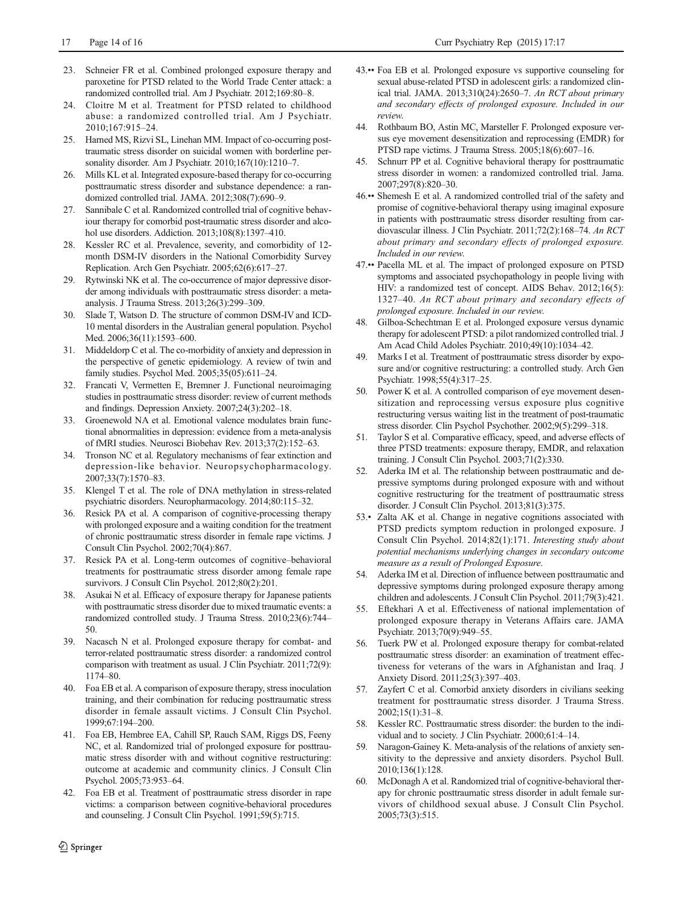23. Schneier FR et al. Combined prolonged exposure therapy and paroxetine for PTSD related to the World Trade Center attack: a randomized controlled trial. Am J Psychiatr. 2012;169:80–8.
24. Cloitre M et al. Treatment for PTSD related to childhood abuse: a randomized controlled trial. Am J Psychiatr. 2010;167:915–24.
25. Harned MS, Rizvi SL, Linehan MM. Impact of co-occurring posttraumatic stress disorder on suicidal women with borderline personality disorder. Am J Psychiatr. 2010;167(10):1210–7.
26. Mills KL et al. Integrated exposure-based therapy for co-occurring posttraumatic stress disorder and substance dependence: a randomized controlled trial. JAMA. 2012;308(7):690–9.
27. Sannibale C et al. Randomized controlled trial of cognitive behaviour therapy for comorbid post-traumatic stress disorder and alcohol use disorders. Addiction. 2013;108(8):1397–410.
28. Kessler RC et al. Prevalence, severity, and comorbidity of 12-month DSM-IV disorders in the National Comorbidity Survey Replication. Arch Gen Psychiatr. 2005;62(6):617–27.
29. Rytwinski NK et al. The co-occurrence of major depressive disorder among individuals with posttraumatic stress disorder: a meta-analysis. J Trauma Stress. 2013;26(3):299–309.
30. Slade T, Watson D. The structure of common DSM-IV and ICD-10 mental disorders in the Australian general population. Psychol Med. 2006;36(11):1593–600.
31. Middeldorp C et al. The co-morbidity of anxiety and depression in the perspective of genetic epidemiology. A review of twin and family studies. Psychol Med. 2005;35(05):611–24.
32. Francati V, Vermetten E, Bremner J. Functional neuroimaging studies in posttraumatic stress disorder: review of current methods and findings. Depression Anxiety. 2007;24(3):202–18.
33. Groenewold NA et al. Emotional valence modulates brain functional abnormalities in depression: evidence from a meta-analysis of fMRI studies. Neurosci Biobehav Rev. 2013;37(2):152–63.
34. Tronson NC et al. Regulatory mechanisms of fear extinction and depression-like behavior. Neuropsychopharmacology. 2007;33(7):1570–83.
35. Klengel T et al. The role of DNA methylation in stress-related psychiatric disorders. Neuropharmacology. 2014;80:115–32.
36. Resick PA et al. A comparison of cognitive-processing therapy with prolonged exposure and a waiting condition for the treatment of chronic posttraumatic stress disorder in female rape victims. J Consult Clin Psychol. 2002;70(4):867.
37. Resick PA et al. Long-term outcomes of cognitive–behavioral treatments for posttraumatic stress disorder among female rape survivors. J Consult Clin Psychol. 2012;80(2):201.
38. Asukai N et al. Efficacy of exposure therapy for Japanese patients with posttraumatic stress disorder due to mixed traumatic events: a randomized controlled study. J Trauma Stress. 2010;23(6):744–50.
39. Nacasch N et al. Prolonged exposure therapy for combat- and terror-related posttraumatic stress disorder: a randomized control comparison with treatment as usual. J Clin Psychiatr. 2011;72(9):1174–80.
40. Foa EB et al. A comparison of exposure therapy, stress inoculation training, and their combination for reducing posttraumatic stress disorder in female assault victims. J Consult Clin Psychol. 1999;67:194–200.
41. Foa EB, Hembree EA, Cahill SP, Rauch SAM, Riggs DS, Feeny NC, et al. Randomized trial of prolonged exposure for posttraumatic stress disorder with and without cognitive restructuring: outcome at academic and community clinics. J Consult Clin Psychol. 2005;73:953–64.
42. Foa EB et al. Treatment of posttraumatic stress disorder in rape victims: a comparison between cognitive-behavioral procedures and counseling. J Consult Clin Psychol. 1991;59(5):715.
43.•• Foa EB et al. Prolonged exposure vs supportive counseling for sexual abuse-related PTSD in adolescent girls: a randomized clinical trial. JAMA. 2013;310(24):2650–7. *An RCT about primary and secondary effects of prolonged exposure. Included in our review.*
44. Rothbaum BO, Astin MC, Marsteller F. Prolonged exposure versus eye movement desensitization and reprocessing (EMDR) for PTSD rape victims. J Trauma Stress. 2005;18(6):607–16.
45. Schnurr PP et al. Cognitive behavioral therapy for posttraumatic stress disorder in women: a randomized controlled trial. Jama. 2007;297(8):820–30.
46.•• Shemesh E et al. A randomized controlled trial of the safety and promise of cognitive-behavioral therapy using imaginal exposure in patients with posttraumatic stress disorder resulting from cardiovascular illness. J Clin Psychiatr. 2011;72(2):168–74. *An RCT about primary and secondary effects of prolonged exposure. Included in our review.*
47.•• Pacella ML et al. The impact of prolonged exposure on PTSD symptoms and associated psychopathology in people living with HIV: a randomized test of concept. AIDS Behav. 2012;16(5):1327–40. *An RCT about primary and secondary effects of prolonged exposure. Included in our review.*
48. Gilboa-Schechtman E et al. Prolonged exposure versus dynamic therapy for adolescent PTSD: a pilot randomized controlled trial. J Am Acad Child Adoles Psychiatr. 2010;49(10):1034–42.
49. Marks I et al. Treatment of posttraumatic stress disorder by exposure and/or cognitive restructuring: a controlled study. Arch Gen Psychiatr. 1998;55(4):317–25.
50. Power K et al. A controlled comparison of eye movement desensitization and reprocessing versus exposure plus cognitive restructuring versus waiting list in the treatment of post-traumatic stress disorder. Clin Psychol Psychother. 2002;9(5):299–318.
51. Taylor S et al. Comparative efficacy, speed, and adverse effects of three PTSD treatments: exposure therapy, EMDR, and relaxation training. J Consult Clin Psychol. 2003;71(2):330.
52. Aderka IM et al. The relationship between posttraumatic and depressive symptoms during prolonged exposure with and without cognitive restructuring for the treatment of posttraumatic stress disorder. J Consult Clin Psychol. 2013;81(3):375.
53.• Zalta AK et al. Change in negative cognitions associated with PTSD predicts symptom reduction in prolonged exposure. J Consult Clin Psychol. 2014;82(1):171. *Interesting study about potential mechanisms underlying changes in secondary outcome measure as a result of Prolonged Exposure.*
54. Aderka IM et al. Direction of influence between posttraumatic and depressive symptoms during prolonged exposure therapy among children and adolescents. J Consult Clin Psychol. 2011;79(3):421.
55. Eftekhari A et al. Effectiveness of national implementation of prolonged exposure therapy in Veterans Affairs care. JAMA Psychiatr. 2013;70(9):949–55.
56. Tuerk PW et al. Prolonged exposure therapy for combat-related posttraumatic stress disorder: an examination of treatment effectiveness for veterans of the wars in Afghanistan and Iraq. J Anxiety Disord. 2011;25(3):397–403.
57. Zayfert C et al. Comorbid anxiety disorders in civilians seeking treatment for posttraumatic stress disorder. J Trauma Stress. 2002;15(1):31–8.
58. Kessler RC. Posttraumatic stress disorder: the burden to the individual and to society. J Clin Psychiatr. 2000;61:4–14.
59. Naragon-Gainey K. Meta-analysis of the relations of anxiety sensitivity to the depressive and anxiety disorders. Psychol Bull. 2010;136(1):128.
60. McDonagh A et al. Randomized trial of cognitive-behavioral therapy for chronic posttraumatic stress disorder in adult female survivors of childhood sexual abuse. J Consult Clin Psychol. 2005;73(3):515.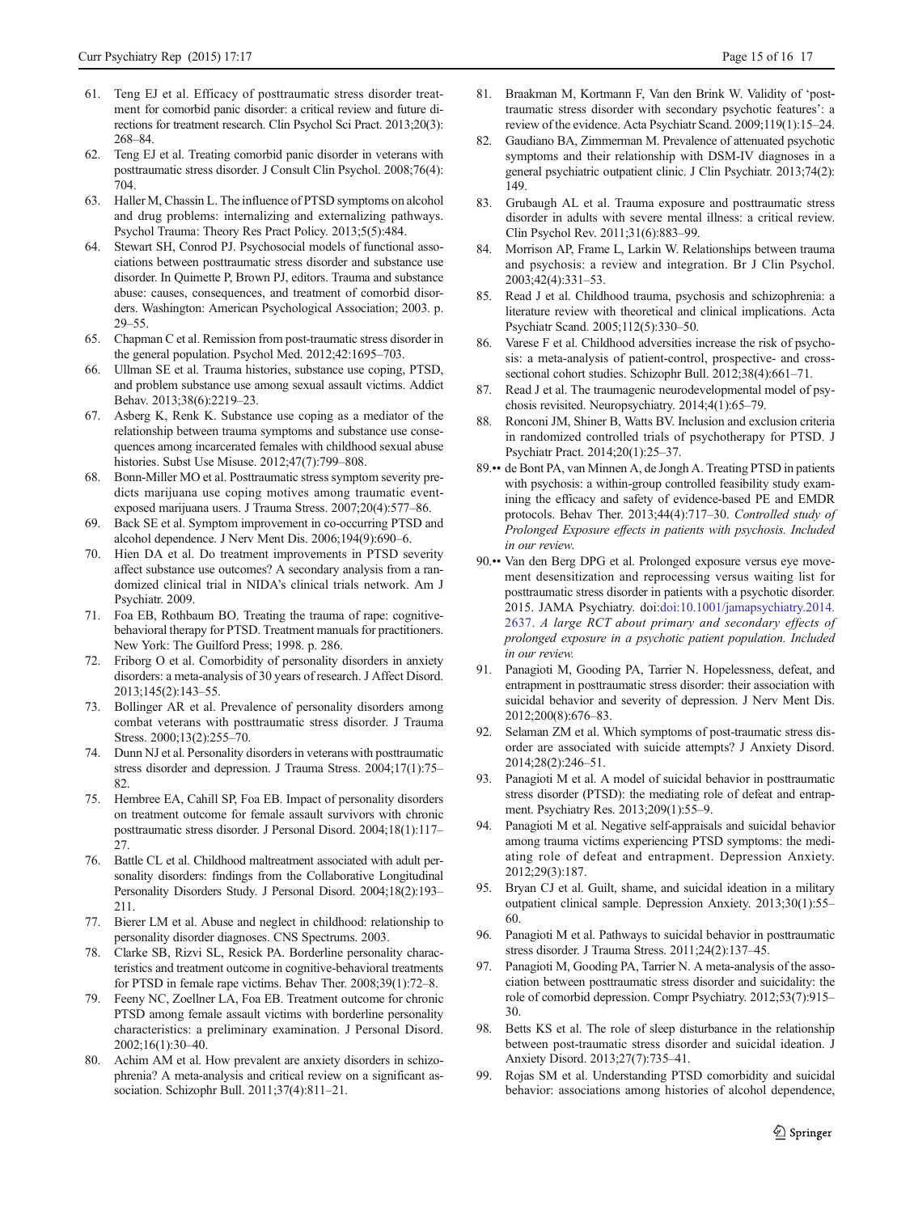61. Teng EJ et al. Efficacy of posttraumatic stress disorder treatment for comorbid panic disorder: a critical review and future directions for treatment research. Clin Psychol Sci Pract. 2013;20(3): 268–84.
62. Teng EJ et al. Treating comorbid panic disorder in veterans with posttraumatic stress disorder. J Consult Clin Psychol. 2008;76(4): 704.
63. Haller M, Chassin L. The influence of PTSD symptoms on alcohol and drug problems: internalizing and externalizing pathways. Psychol Trauma: Theory Res Pract Policy. 2013;5(5):484.
64. Stewart SH, Conrod PJ. Psychosocial models of functional associations between posttraumatic stress disorder and substance use disorder. In Quimette P, Brown PJ, editors. Trauma and substance abuse: causes, consequences, and treatment of comorbid disorders. Washington: American Psychological Association; 2003. p. 29–55.
65. Chapman C et al. Remission from post-traumatic stress disorder in the general population. Psychol Med. 2012;42:1695–703.
66. Ullman SE et al. Trauma histories, substance use coping, PTSD, and problem substance use among sexual assault victims. Addict Behav. 2013;38(6):2219–23.
67. Asberg K, Renk K. Substance use coping as a mediator of the relationship between trauma symptoms and substance use consequences among incarcerated females with childhood sexual abuse histories. Subst Use Misuse. 2012;47(7):799–808.
68. Bonn-Miller MO et al. Posttraumatic stress symptom severity predicts marijuana use coping motives among traumatic event-exposed marijuana users. J Trauma Stress. 2007;20(4):577–86.
69. Back SE et al. Symptom improvement in co-occurring PTSD and alcohol dependence. J Nerv Ment Dis. 2006;194(9):690–6.
70. Hien DA et al. Do treatment improvements in PTSD severity affect substance use outcomes? A secondary analysis from a randomized clinical trial in NIDA's clinical trials network. Am J Psychiatr. 2009.
71. Foa EB, Rothbaum BO. Treating the trauma of rape: cognitive-behavioral therapy for PTSD. Treatment manuals for practitioners. New York: The Guilford Press; 1998. p. 286.
72. Friborg O et al. Comorbidity of personality disorders in anxiety disorders: a meta-analysis of 30 years of research. J Affect Disord. 2013;145(2):143–55.
73. Bollinger AR et al. Prevalence of personality disorders among combat veterans with posttraumatic stress disorder. J Trauma Stress. 2000;13(2):255–70.
74. Dunn NJ et al. Personality disorders in veterans with posttraumatic stress disorder and depression. J Trauma Stress. 2004;17(1):75–82.
75. Hembree EA, Cahill SP, Foa EB. Impact of personality disorders on treatment outcome for female assault survivors with chronic posttraumatic stress disorder. J Personal Disord. 2004;18(1):117–27.
76. Battle CL et al. Childhood maltreatment associated with adult personality disorders: findings from the Collaborative Longitudinal Personality Disorders Study. J Personal Disord. 2004;18(2):193–211.
77. Bierer LM et al. Abuse and neglect in childhood: relationship to personality disorder diagnoses. CNS Spectrums. 2003.
78. Clarke SB, Rizvi SL, Resick PA. Borderline personality characteristics and treatment outcome in cognitive-behavioral treatments for PTSD in female rape victims. Behav Ther. 2008;39(1):72–8.
79. Feeny NC, Zoellner LA, Foa EB. Treatment outcome for chronic PTSD among female assault victims with borderline personality characteristics: a preliminary examination. J Personal Disord. 2002;16(1):30–40.
80. Achim AM et al. How prevalent are anxiety disorders in schizophrenia? A meta-analysis and critical review on a significant association. Schizophr Bull. 2011;37(4):811–21.
81. Braakman M, Kortmann F, Van den Brink W. Validity of 'post-traumatic stress disorder with secondary psychotic features': a review of the evidence. Acta Psychiatr Scand. 2009;119(1):15–24.
82. Gaudiano BA, Zimmerman M. Prevalence of attenuated psychotic symptoms and their relationship with DSM-IV diagnoses in a general psychiatric outpatient clinic. J Clin Psychiatr. 2013;74(2): 149.
83. Grubaugh AL et al. Trauma exposure and posttraumatic stress disorder in adults with severe mental illness: a critical review. Clin Psychol Rev. 2011;31(6):883–99.
84. Morrison AP, Frame L, Larkin W. Relationships between trauma and psychosis: a review and integration. Br J Clin Psychol. 2003;42(4):331–53.
85. Read J et al. Childhood trauma, psychosis and schizophrenia: a literature review with theoretical and clinical implications. Acta Psychiatr Scand. 2005;112(5):330–50.
86. Varese F et al. Childhood adversities increase the risk of psychosis: a meta-analysis of patient-control, prospective- and cross-sectional cohort studies. Schizophr Bull. 2012;38(4):661–71.
87. Read J et al. The traumagenic neurodevelopmental model of psychosis revisited. Neuropsychiatry. 2014;4(1):65–79.
88. Ronconi JM, Shiner B, Watts BV. Inclusion and exclusion criteria in randomized controlled trials of psychotherapy for PTSD. J Psychiatr Pract. 2014;20(1):25–37.
89.•• de Bont PA, van Minnen A, de Jongh A. Treating PTSD in patients with psychosis: a within-group controlled feasibility study examining the efficacy and safety of evidence-based PE and EMDR protocols. Behav Ther. 2013;44(4):717–30. *Controlled study of Prolonged Exposure effects in patients with psychosis. Included in our review.*
90.•• Van den Berg DPG et al. Prolonged exposure versus eye movement desensitization and reprocessing versus waiting list for posttraumatic stress disorder in patients with a psychotic disorder. 2015. JAMA Psychiatry. doi:doi:10.1001/jamapsychiatry.2014.2637. *A large RCT about primary and secondary effects of prolonged exposure in a psychotic patient population. Included in our review.*
91. Panagioti M, Gooding PA, Tarrier N. Hopelessness, defeat, and entrapment in posttraumatic stress disorder: their association with suicidal behavior and severity of depression. J Nerv Ment Dis. 2012;200(8):676–83.
92. Selaman ZM et al. Which symptoms of post-traumatic stress disorder are associated with suicide attempts? J Anxiety Disord. 2014;28(2):246–51.
93. Panagioti M et al. A model of suicidal behavior in posttraumatic stress disorder (PTSD): the mediating role of defeat and entrapment. Psychiatry Res. 2013;209(1):55–9.
94. Panagioti M et al. Negative self-appraisals and suicidal behavior among trauma victims experiencing PTSD symptoms: the mediating role of defeat and entrapment. Depression Anxiety. 2012;29(3):187.
95. Bryan CJ et al. Guilt, shame, and suicidal ideation in a military outpatient clinical sample. Depression Anxiety. 2013;30(1):55–60.
96. Panagioti M et al. Pathways to suicidal behavior in posttraumatic stress disorder. J Trauma Stress. 2011;24(2):137–45.
97. Panagioti M, Gooding PA, Tarrier N. A meta-analysis of the association between posttraumatic stress disorder and suicidality: the role of comorbid depression. Compr Psychiatry. 2012;53(7):915–30.
98. Betts KS et al. The role of sleep disturbance in the relationship between post-traumatic stress disorder and suicidal ideation. J Anxiety Disord. 2013;27(7):735–41.
99. Rojas SM et al. Understanding PTSD comorbidity and suicidal behavior: associations among histories of alcohol dependence,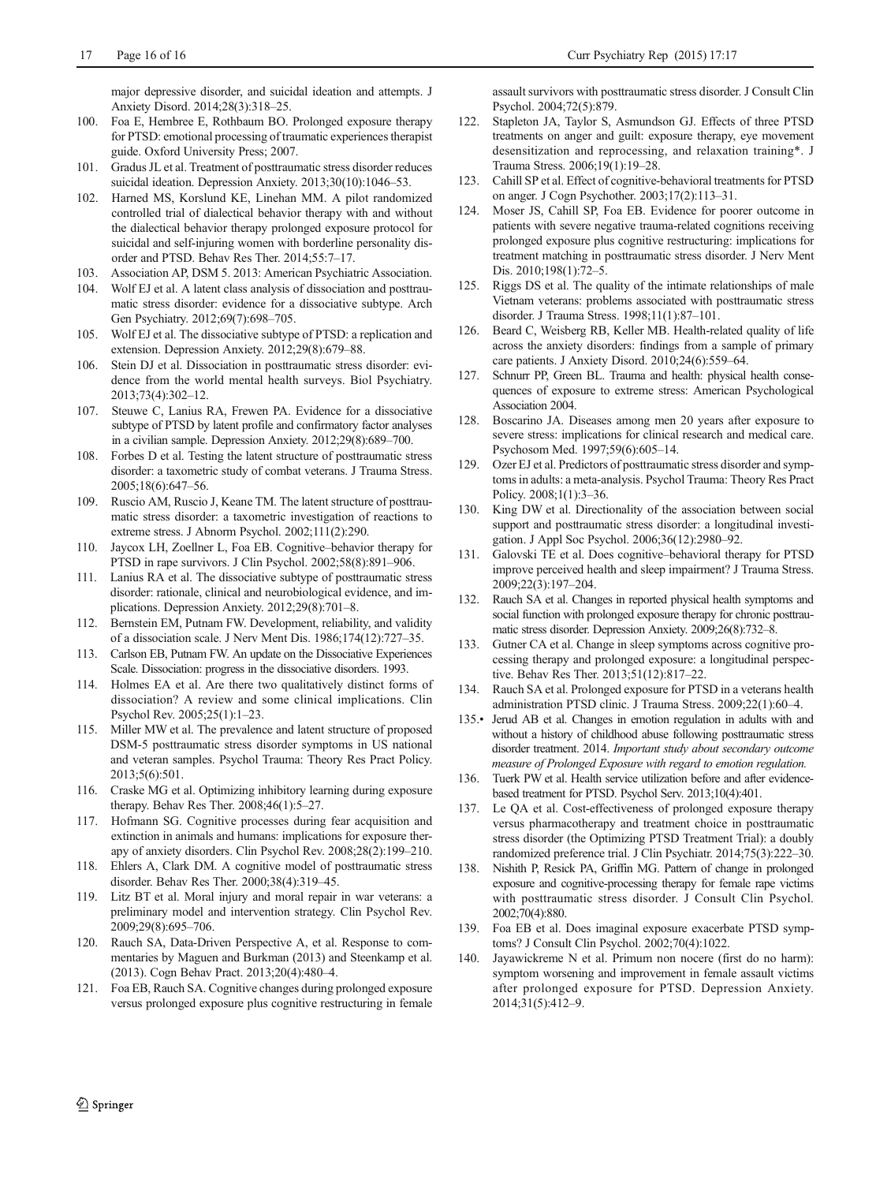major depressive disorder, and suicidal ideation and attempts. J Anxiety Disord. 2014;28(3):318–25.

100. Foa E, Hembree E, Rothbaum BO. Prolonged exposure therapy for PTSD: emotional processing of traumatic experiences therapist guide. Oxford University Press; 2007.
101. Gradus JL et al. Treatment of posttraumatic stress disorder reduces suicidal ideation. Depression Anxiety. 2013;30(10):1046–53.
102. Harned MS, Korslund KE, Linehan MM. A pilot randomized controlled trial of dialectical behavior therapy with and without the dialectical behavior therapy prolonged exposure protocol for suicidal and self-injuring women with borderline personality disorder and PTSD. Behav Res Ther. 2014;55:7–17.
103. Association AP, DSM 5. 2013: American Psychiatric Association.
104. Wolf EJ et al. A latent class analysis of dissociation and posttraumatic stress disorder: evidence for a dissociative subtype. Arch Gen Psychiatry. 2012;69(7):698–705.
105. Wolf EJ et al. The dissociative subtype of PTSD: a replication and extension. Depression Anxiety. 2012;29(8):679–88.
106. Stein DJ et al. Dissociation in posttraumatic stress disorder: evidence from the world mental health surveys. Biol Psychiatry. 2013;73(4):302–12.
107. Steuwe C, Lanius RA, Frewen PA. Evidence for a dissociative subtype of PTSD by latent profile and confirmatory factor analyses in a civilian sample. Depression Anxiety. 2012;29(8):689–700.
108. Forbes D et al. Testing the latent structure of posttraumatic stress disorder: a taxometric study of combat veterans. J Trauma Stress. 2005;18(6):647–56.
109. Ruscio AM, Ruscio J, Keane TM. The latent structure of posttraumatic stress disorder: a taxometric investigation of reactions to extreme stress. J Abnorm Psychol. 2002;111(2):290.
110. Jaycox LH, Zoellner L, Foa EB. Cognitive–behavior therapy for PTSD in rape survivors. J Clin Psychol. 2002;58(8):891–906.
111. Lanius RA et al. The dissociative subtype of posttraumatic stress disorder: rationale, clinical and neurobiological evidence, and implications. Depression Anxiety. 2012;29(8):701–8.
112. Bernstein EM, Putnam FW. Development, reliability, and validity of a dissociation scale. J Nerv Ment Dis. 1986;174(12):727–35.
113. Carlson EB, Putnam FW. An update on the Dissociative Experiences Scale. Dissociation: progress in the dissociative disorders. 1993.
114. Holmes EA et al. Are there two qualitatively distinct forms of dissociation? A review and some clinical implications. Clin Psychol Rev. 2005;25(1):1–23.
115. Miller MW et al. The prevalence and latent structure of proposed DSM-5 posttraumatic stress disorder symptoms in US national and veteran samples. Psychol Trauma: Theory Res Pract Policy. 2013;5(6):501.
116. Craske MG et al. Optimizing inhibitory learning during exposure therapy. Behav Res Ther. 2008;46(1):5–27.
117. Hofmann SG. Cognitive processes during fear acquisition and extinction in animals and humans: implications for exposure therapy of anxiety disorders. Clin Psychol Rev. 2008;28(2):199–210.
118. Ehlers A, Clark DM. A cognitive model of posttraumatic stress disorder. Behav Res Ther. 2000;38(4):319–45.
119. Litz BT et al. Moral injury and moral repair in war veterans: a preliminary model and intervention strategy. Clin Psychol Rev. 2009;29(8):695–706.
120. Rauch SA, Data-Driven Perspective A, et al. Response to commentaries by Maguen and Burkman (2013) and Steenkamp et al. (2013). Cogn Behav Pract. 2013;20(4):480–4.
121. Foa EB, Rauch SA. Cognitive changes during prolonged exposure versus prolonged exposure plus cognitive restructuring in female assault survivors with posttraumatic stress disorder. J Consult Clin Psychol. 2004;72(5):879.
122. Stapleton JA, Taylor S, Asmundson GJ. Effects of three PTSD treatments on anger and guilt: exposure therapy, eye movement desensitization and reprocessing, and relaxation training*. J Trauma Stress. 2006;19(1):19–28.
123. Cahill SP et al. Effect of cognitive-behavioral treatments for PTSD on anger. J Cogn Psychother. 2003;17(2):113–31.
124. Moser JS, Cahill SP, Foa EB. Evidence for poorer outcome in patients with severe negative trauma-related cognitions receiving prolonged exposure plus cognitive restructuring: implications for treatment matching in posttraumatic stress disorder. J Nerv Ment Dis. 2010;198(1):72–5.
125. Riggs DS et al. The quality of the intimate relationships of male Vietnam veterans: problems associated with posttraumatic stress disorder. J Trauma Stress. 1998;11(1):87–101.
126. Beard C, Weisberg RB, Keller MB. Health-related quality of life across the anxiety disorders: findings from a sample of primary care patients. J Anxiety Disord. 2010;24(6):559–64.
127. Schnurr PP, Green BL. Trauma and health: physical health consequences of exposure to extreme stress: American Psychological Association 2004.
128. Boscarino JA. Diseases among men 20 years after exposure to severe stress: implications for clinical research and medical care. Psychosom Med. 1997;59(6):605–14.
129. Ozer EJ et al. Predictors of posttraumatic stress disorder and symptoms in adults: a meta-analysis. Psychol Trauma: Theory Res Pract Policy. 2008;1(1):3–36.
130. King DW et al. Directionality of the association between social support and posttraumatic stress disorder: a longitudinal investigation. J Appl Soc Psychol. 2006;36(12):2980–92.
131. Galovski TE et al. Does cognitive–behavioral therapy for PTSD improve perceived health and sleep impairment? J Trauma Stress. 2009;22(3):197–204.
132. Rauch SA et al. Changes in reported physical health symptoms and social function with prolonged exposure therapy for chronic posttraumatic stress disorder. Depression Anxiety. 2009;26(8):732–8.
133. Gutner CA et al. Change in sleep symptoms across cognitive processing therapy and prolonged exposure: a longitudinal perspective. Behav Res Ther. 2013;51(12):817–22.
134. Rauch SA et al. Prolonged exposure for PTSD in a veterans health administration PTSD clinic. J Trauma Stress. 2009;22(1):60–4.
135.• Jerud AB et al. Changes in emotion regulation in adults with and without a history of childhood abuse following posttraumatic stress disorder treatment. 2014. *Important study about secondary outcome measure of Prolonged Exposure with regard to emotion regulation.*
136. Tuerk PW et al. Health service utilization before and after evidence-based treatment for PTSD. Psychol Serv. 2013;10(4):401.
137. Le QA et al. Cost-effectiveness of prolonged exposure therapy versus pharmacotherapy and treatment choice in posttraumatic stress disorder (the Optimizing PTSD Treatment Trial): a doubly randomized preference trial. J Clin Psychiatr. 2014;75(3):222–30.
138. Nishith P, Resick PA, Griffin MG. Pattern of change in prolonged exposure and cognitive-processing therapy for female rape victims with posttraumatic stress disorder. J Consult Clin Psychol. 2002;70(4):880.
139. Foa EB et al. Does imaginal exposure exacerbate PTSD symptoms? J Consult Clin Psychol. 2002;70(4):1022.
140. Jayawickreme N et al. Primum non nocere (first do no harm): symptom worsening and improvement in female assault victims after prolonged exposure for PTSD. Depression Anxiety. 2014;31(5):412–9.